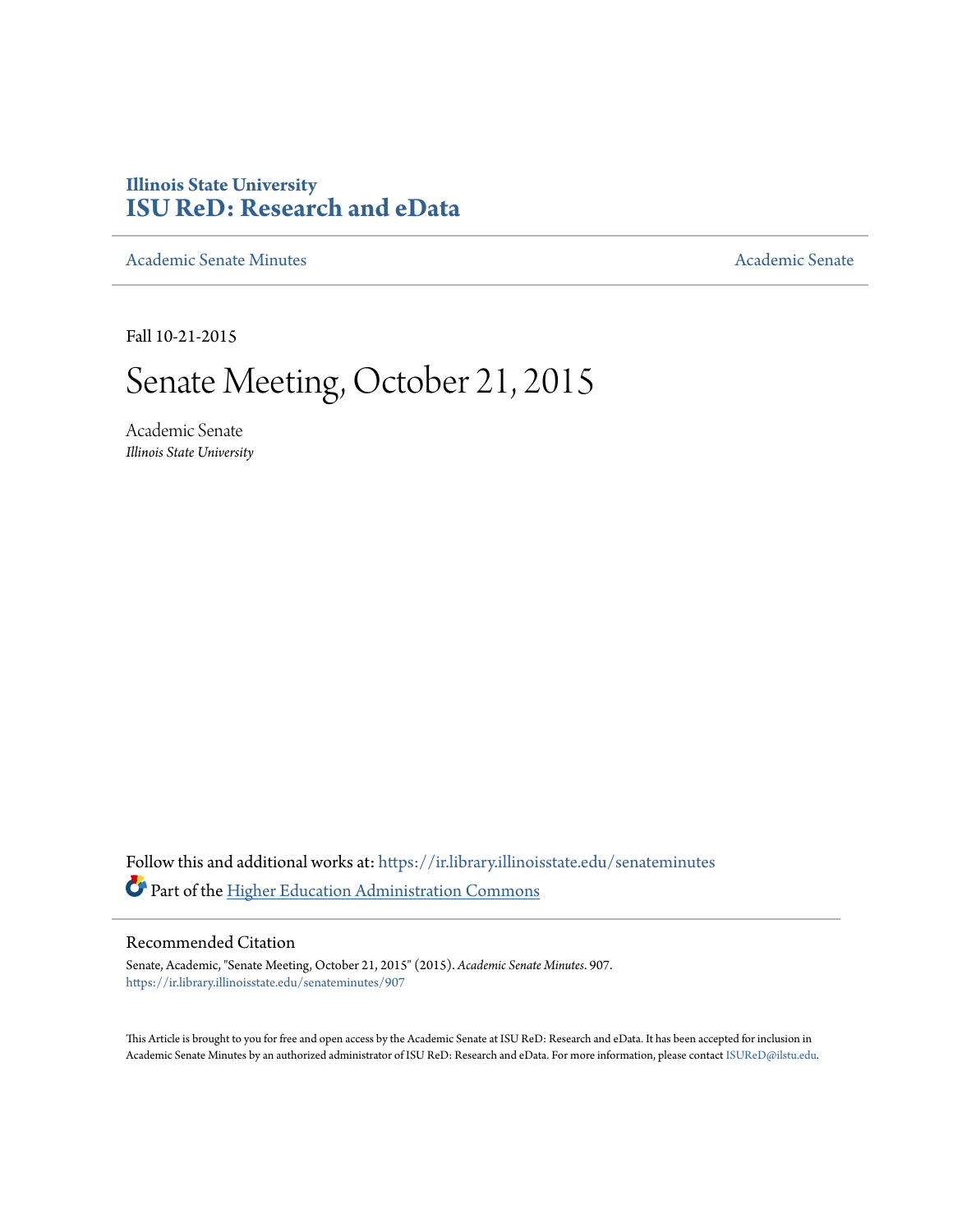**Illinois State University**
**[ISU ReD: Research and eData](https://ir.library.illinoisstate.edu/)**

[Academic Senate Minutes](https://ir.library.illinoisstate.edu/senateminutes) | [Academic Senate](https://ir.library.illinoisstate.edu/senate)

Fall 10-21-2015

# Senate Meeting, October 21, 2015

Academic Senate
*Illinois State University*

Follow this and additional works at: https://ir.library.illinoisstate.edu/senateminutes

Part of the [Higher Education Administration Commons](http://network.bepress.com/hgg/discipline/791)

## Recommended Citation

Senate, Academic, "Senate Meeting, October 21, 2015" (2015). *Academic Senate Minutes*. 907.
https://ir.library.illinoisstate.edu/senateminutes/907

This Article is brought to you for free and open access by the Academic Senate at ISU ReD: Research and eData. It has been accepted for inclusion in Academic Senate Minutes by an authorized administrator of ISU ReD: Research and eData. For more information, please contact ISUReD@ilstu.edu.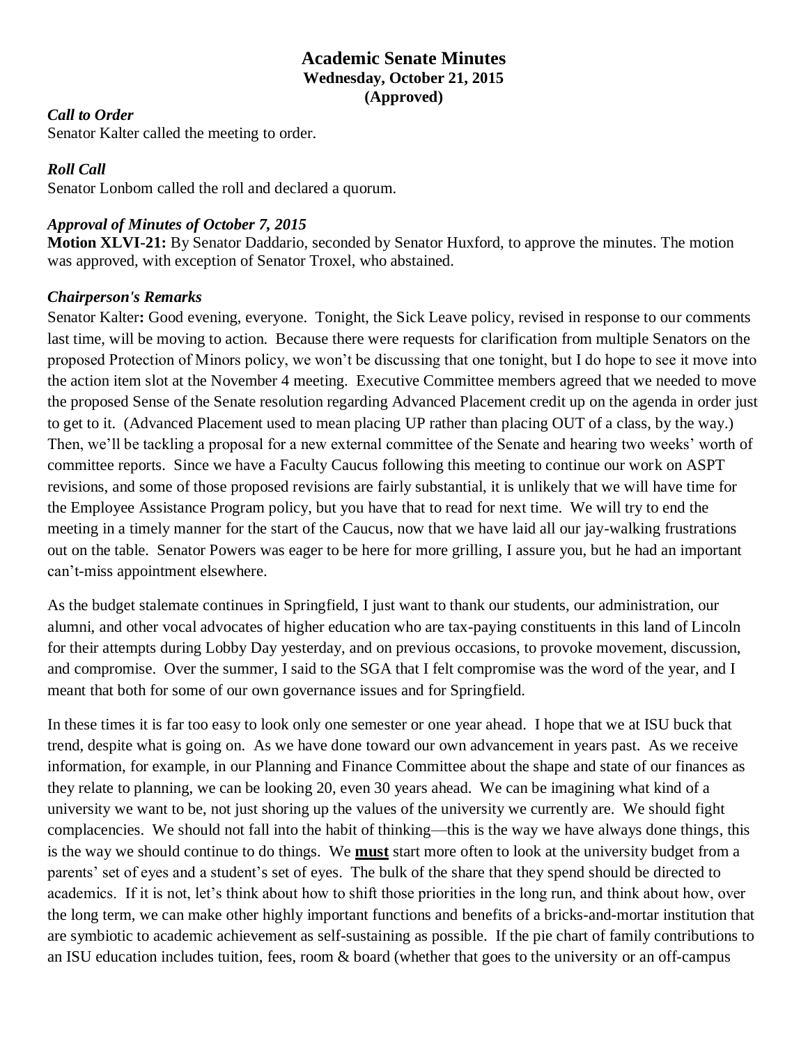# Academic Senate Minutes
**Wednesday, October 21, 2015**
**(Approved)**

***Call to Order***
Senator Kalter called the meeting to order.

***Roll Call***
Senator Lonbom called the roll and declared a quorum.

***Approval of Minutes of October 7, 2015***
**Motion XLVI-21:** By Senator Daddario, seconded by Senator Huxford, to approve the minutes. The motion was approved, with exception of Senator Troxel, who abstained.

***Chairperson's Remarks***
Senator Kalter**:** Good evening, everyone. Tonight, the Sick Leave policy, revised in response to our comments last time, will be moving to action. Because there were requests for clarification from multiple Senators on the proposed Protection of Minors policy, we won't be discussing that one tonight, but I do hope to see it move into the action item slot at the November 4 meeting. Executive Committee members agreed that we needed to move the proposed Sense of the Senate resolution regarding Advanced Placement credit up on the agenda in order just to get to it. (Advanced Placement used to mean placing UP rather than placing OUT of a class, by the way.) Then, we'll be tackling a proposal for a new external committee of the Senate and hearing two weeks' worth of committee reports. Since we have a Faculty Caucus following this meeting to continue our work on ASPT revisions, and some of those proposed revisions are fairly substantial, it is unlikely that we will have time for the Employee Assistance Program policy, but you have that to read for next time. We will try to end the meeting in a timely manner for the start of the Caucus, now that we have laid all our jay-walking frustrations out on the table. Senator Powers was eager to be here for more grilling, I assure you, but he had an important can't-miss appointment elsewhere.

As the budget stalemate continues in Springfield, I just want to thank our students, our administration, our alumni, and other vocal advocates of higher education who are tax-paying constituents in this land of Lincoln for their attempts during Lobby Day yesterday, and on previous occasions, to provoke movement, discussion, and compromise. Over the summer, I said to the SGA that I felt compromise was the word of the year, and I meant that both for some of our own governance issues and for Springfield.

In these times it is far too easy to look only one semester or one year ahead. I hope that we at ISU buck that trend, despite what is going on. As we have done toward our own advancement in years past. As we receive information, for example, in our Planning and Finance Committee about the shape and state of our finances as they relate to planning, we can be looking 20, even 30 years ahead. We can be imagining what kind of a university we want to be, not just shoring up the values of the university we currently are. We should fight complacencies. We should not fall into the habit of thinking—this is the way we have always done things, this is the way we should continue to do things. We <u>**must**</u> start more often to look at the university budget from a parents' set of eyes and a student's set of eyes. The bulk of the share that they spend should be directed to academics. If it is not, let's think about how to shift those priorities in the long run, and think about how, over the long term, we can make other highly important functions and benefits of a bricks-and-mortar institution that are symbiotic to academic achievement as self-sustaining as possible. If the pie chart of family contributions to an ISU education includes tuition, fees, room & board (whether that goes to the university or an off-campus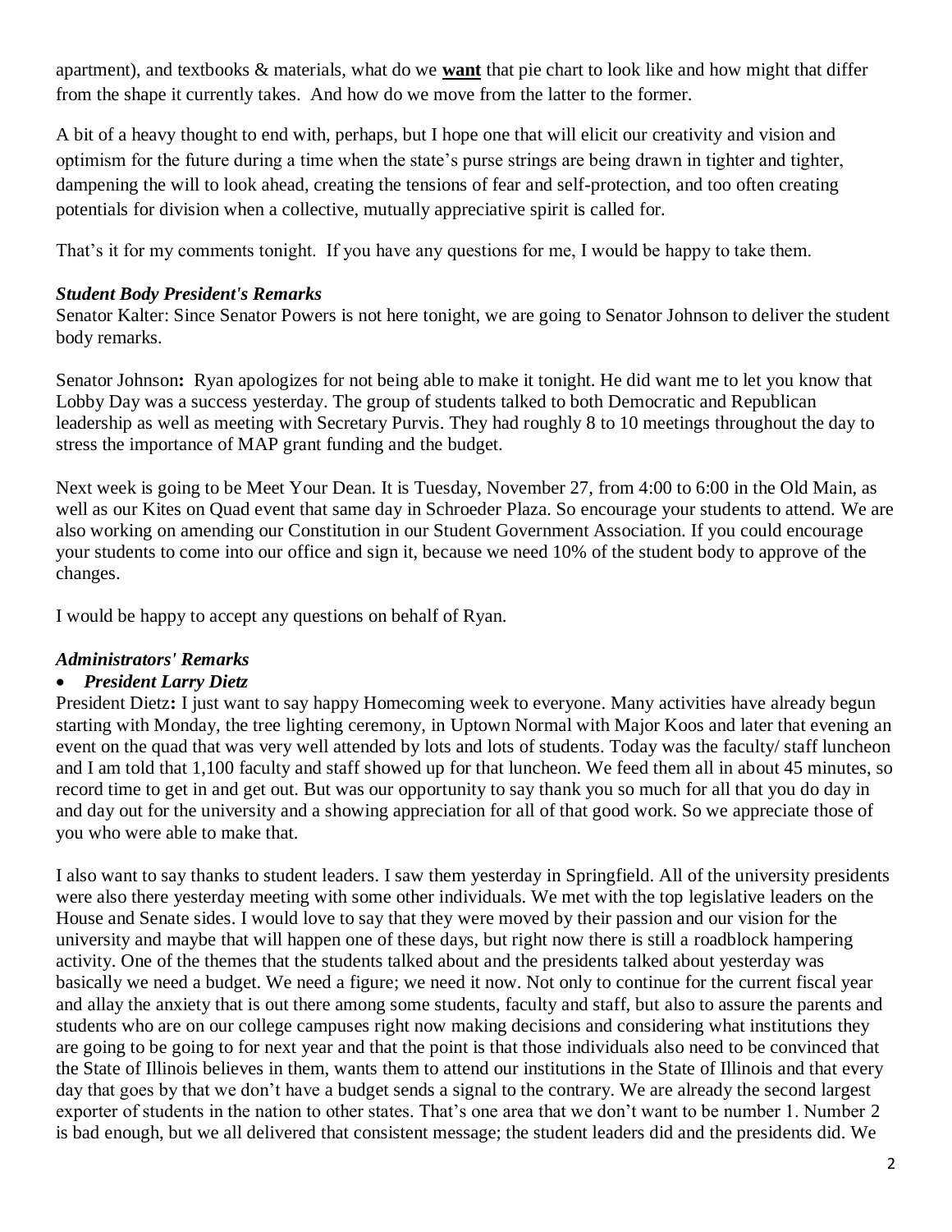apartment), and textbooks & materials, what do we **want** that pie chart to look like and how might that differ from the shape it currently takes. And how do we move from the latter to the former.

A bit of a heavy thought to end with, perhaps, but I hope one that will elicit our creativity and vision and optimism for the future during a time when the state's purse strings are being drawn in tighter and tighter, dampening the will to look ahead, creating the tensions of fear and self-protection, and too often creating potentials for division when a collective, mutually appreciative spirit is called for.

That's it for my comments tonight. If you have any questions for me, I would be happy to take them.

***Student Body President's Remarks***

Senator Kalter: Since Senator Powers is not here tonight, we are going to Senator Johnson to deliver the student body remarks.

Senator Johnson**:** Ryan apologizes for not being able to make it tonight. He did want me to let you know that Lobby Day was a success yesterday. The group of students talked to both Democratic and Republican leadership as well as meeting with Secretary Purvis. They had roughly 8 to 10 meetings throughout the day to stress the importance of MAP grant funding and the budget.

Next week is going to be Meet Your Dean. It is Tuesday, November 27, from 4:00 to 6:00 in the Old Main, as well as our Kites on Quad event that same day in Schroeder Plaza. So encourage your students to attend. We are also working on amending our Constitution in our Student Government Association. If you could encourage your students to come into our office and sign it, because we need 10% of the student body to approve of the changes.

I would be happy to accept any questions on behalf of Ryan.

***Administrators' Remarks***

- ***President Larry Dietz***

President Dietz**:** I just want to say happy Homecoming week to everyone. Many activities have already begun starting with Monday, the tree lighting ceremony, in Uptown Normal with Major Koos and later that evening an event on the quad that was very well attended by lots and lots of students. Today was the faculty/ staff luncheon and I am told that 1,100 faculty and staff showed up for that luncheon. We feed them all in about 45 minutes, so record time to get in and get out. But was our opportunity to say thank you so much for all that you do day in and day out for the university and a showing appreciation for all of that good work. So we appreciate those of you who were able to make that.

I also want to say thanks to student leaders. I saw them yesterday in Springfield. All of the university presidents were also there yesterday meeting with some other individuals. We met with the top legislative leaders on the House and Senate sides. I would love to say that they were moved by their passion and our vision for the university and maybe that will happen one of these days, but right now there is still a roadblock hampering activity. One of the themes that the students talked about and the presidents talked about yesterday was basically we need a budget. We need a figure; we need it now. Not only to continue for the current fiscal year and allay the anxiety that is out there among some students, faculty and staff, but also to assure the parents and students who are on our college campuses right now making decisions and considering what institutions they are going to be going to for next year and that the point is that those individuals also need to be convinced that the State of Illinois believes in them, wants them to attend our institutions in the State of Illinois and that every day that goes by that we don't have a budget sends a signal to the contrary. We are already the second largest exporter of students in the nation to other states. That's one area that we don't want to be number 1. Number 2 is bad enough, but we all delivered that consistent message; the student leaders did and the presidents did. We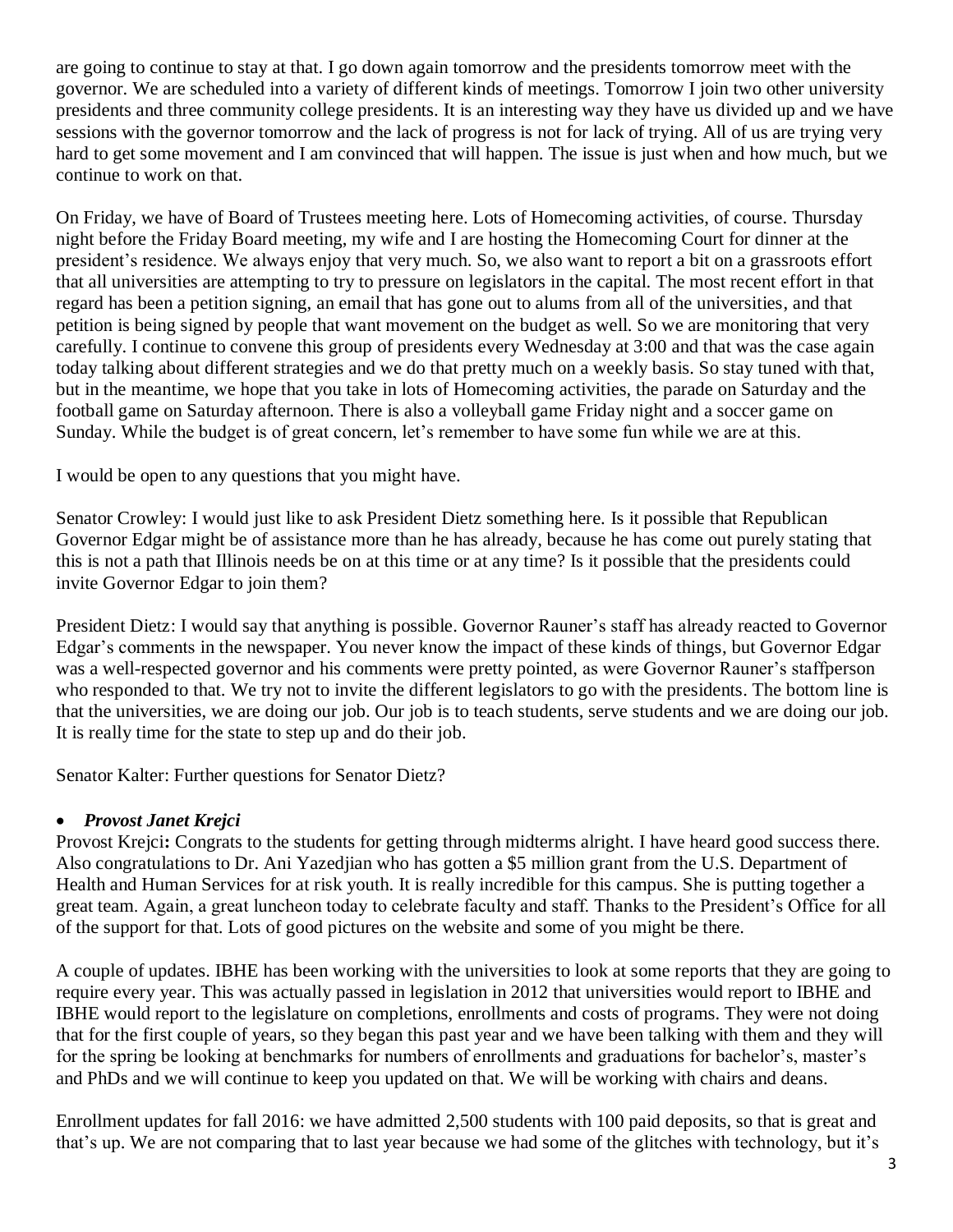are going to continue to stay at that. I go down again tomorrow and the presidents tomorrow meet with the governor. We are scheduled into a variety of different kinds of meetings. Tomorrow I join two other university presidents and three community college presidents. It is an interesting way they have us divided up and we have sessions with the governor tomorrow and the lack of progress is not for lack of trying. All of us are trying very hard to get some movement and I am convinced that will happen. The issue is just when and how much, but we continue to work on that.

On Friday, we have of Board of Trustees meeting here. Lots of Homecoming activities, of course. Thursday night before the Friday Board meeting, my wife and I are hosting the Homecoming Court for dinner at the president's residence. We always enjoy that very much. So, we also want to report a bit on a grassroots effort that all universities are attempting to try to pressure on legislators in the capital. The most recent effort in that regard has been a petition signing, an email that has gone out to alums from all of the universities, and that petition is being signed by people that want movement on the budget as well. So we are monitoring that very carefully. I continue to convene this group of presidents every Wednesday at 3:00 and that was the case again today talking about different strategies and we do that pretty much on a weekly basis. So stay tuned with that, but in the meantime, we hope that you take in lots of Homecoming activities, the parade on Saturday and the football game on Saturday afternoon. There is also a volleyball game Friday night and a soccer game on Sunday. While the budget is of great concern, let's remember to have some fun while we are at this.

I would be open to any questions that you might have.

Senator Crowley: I would just like to ask President Dietz something here. Is it possible that Republican Governor Edgar might be of assistance more than he has already, because he has come out purely stating that this is not a path that Illinois needs be on at this time or at any time? Is it possible that the presidents could invite Governor Edgar to join them?

President Dietz: I would say that anything is possible. Governor Rauner's staff has already reacted to Governor Edgar's comments in the newspaper. You never know the impact of these kinds of things, but Governor Edgar was a well-respected governor and his comments were pretty pointed, as were Governor Rauner's staffperson who responded to that. We try not to invite the different legislators to go with the presidents. The bottom line is that the universities, we are doing our job. Our job is to teach students, serve students and we are doing our job. It is really time for the state to step up and do their job.

Senator Kalter: Further questions for Senator Dietz?

- ***Provost Janet Krejci***

Provost Krejci**:** Congrats to the students for getting through midterms alright. I have heard good success there. Also congratulations to Dr. Ani Yazedjian who has gotten a $5 million grant from the U.S. Department of Health and Human Services for at risk youth. It is really incredible for this campus. She is putting together a great team. Again, a great luncheon today to celebrate faculty and staff. Thanks to the President's Office for all of the support for that. Lots of good pictures on the website and some of you might be there.

A couple of updates. IBHE has been working with the universities to look at some reports that they are going to require every year. This was actually passed in legislation in 2012 that universities would report to IBHE and IBHE would report to the legislature on completions, enrollments and costs of programs. They were not doing that for the first couple of years, so they began this past year and we have been talking with them and they will for the spring be looking at benchmarks for numbers of enrollments and graduations for bachelor's, master's and PhDs and we will continue to keep you updated on that. We will be working with chairs and deans.

Enrollment updates for fall 2016: we have admitted 2,500 students with 100 paid deposits, so that is great and that's up. We are not comparing that to last year because we had some of the glitches with technology, but it's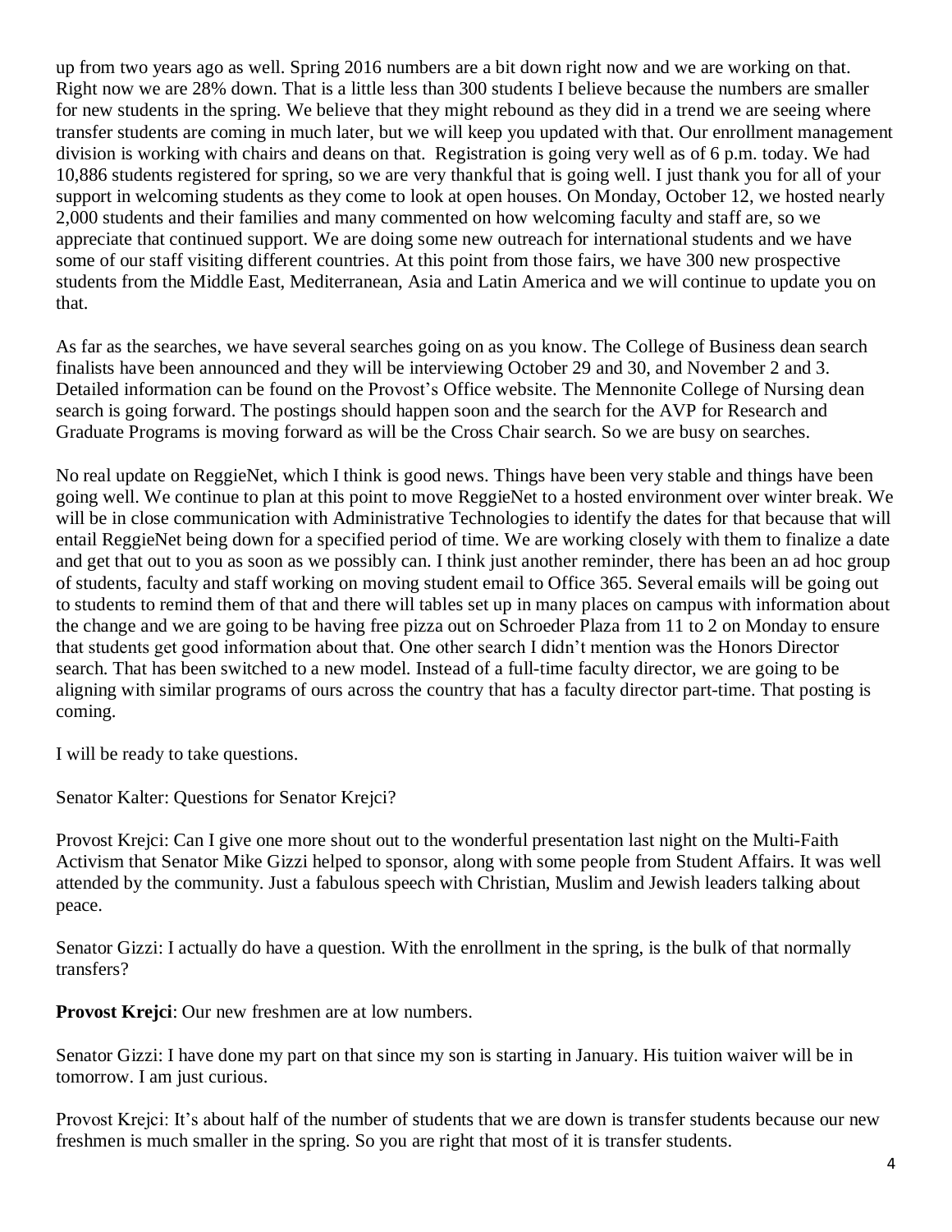up from two years ago as well. Spring 2016 numbers are a bit down right now and we are working on that. Right now we are 28% down. That is a little less than 300 students I believe because the numbers are smaller for new students in the spring. We believe that they might rebound as they did in a trend we are seeing where transfer students are coming in much later, but we will keep you updated with that. Our enrollment management division is working with chairs and deans on that. Registration is going very well as of 6 p.m. today. We had 10,886 students registered for spring, so we are very thankful that is going well. I just thank you for all of your support in welcoming students as they come to look at open houses. On Monday, October 12, we hosted nearly 2,000 students and their families and many commented on how welcoming faculty and staff are, so we appreciate that continued support. We are doing some new outreach for international students and we have some of our staff visiting different countries. At this point from those fairs, we have 300 new prospective students from the Middle East, Mediterranean, Asia and Latin America and we will continue to update you on that.

As far as the searches, we have several searches going on as you know. The College of Business dean search finalists have been announced and they will be interviewing October 29 and 30, and November 2 and 3. Detailed information can be found on the Provost's Office website. The Mennonite College of Nursing dean search is going forward. The postings should happen soon and the search for the AVP for Research and Graduate Programs is moving forward as will be the Cross Chair search. So we are busy on searches.

No real update on ReggieNet, which I think is good news. Things have been very stable and things have been going well. We continue to plan at this point to move ReggieNet to a hosted environment over winter break. We will be in close communication with Administrative Technologies to identify the dates for that because that will entail ReggieNet being down for a specified period of time. We are working closely with them to finalize a date and get that out to you as soon as we possibly can. I think just another reminder, there has been an ad hoc group of students, faculty and staff working on moving student email to Office 365. Several emails will be going out to students to remind them of that and there will tables set up in many places on campus with information about the change and we are going to be having free pizza out on Schroeder Plaza from 11 to 2 on Monday to ensure that students get good information about that. One other search I didn't mention was the Honors Director search. That has been switched to a new model. Instead of a full-time faculty director, we are going to be aligning with similar programs of ours across the country that has a faculty director part-time. That posting is coming.

I will be ready to take questions.

Senator Kalter: Questions for Senator Krejci?

Provost Krejci: Can I give one more shout out to the wonderful presentation last night on the Multi-Faith Activism that Senator Mike Gizzi helped to sponsor, along with some people from Student Affairs. It was well attended by the community. Just a fabulous speech with Christian, Muslim and Jewish leaders talking about peace.

Senator Gizzi: I actually do have a question. With the enrollment in the spring, is the bulk of that normally transfers?

**Provost Krejci**: Our new freshmen are at low numbers.

Senator Gizzi: I have done my part on that since my son is starting in January. His tuition waiver will be in tomorrow. I am just curious.

Provost Krejci: It's about half of the number of students that we are down is transfer students because our new freshmen is much smaller in the spring. So you are right that most of it is transfer students.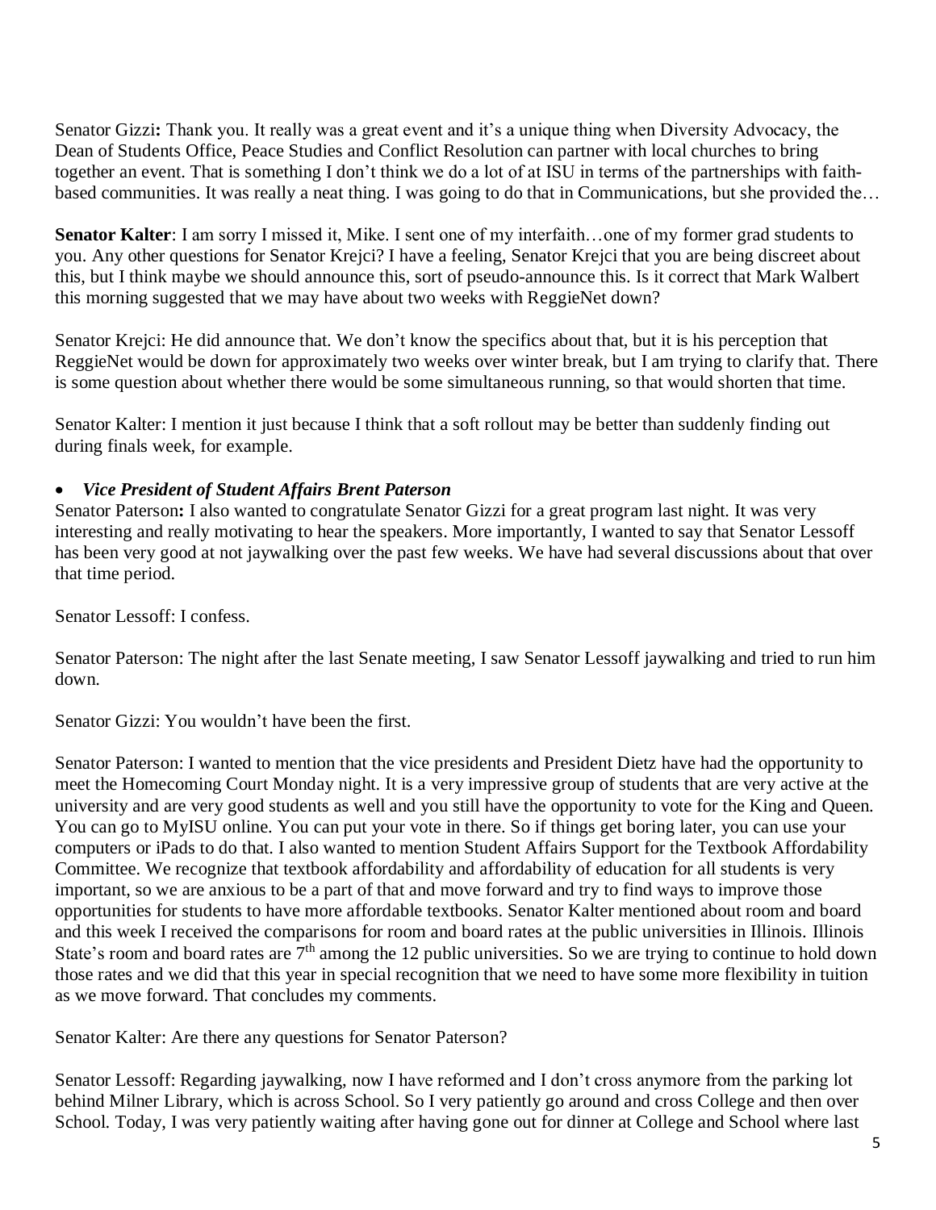Senator Gizzi**:** Thank you. It really was a great event and it's a unique thing when Diversity Advocacy, the Dean of Students Office, Peace Studies and Conflict Resolution can partner with local churches to bring together an event. That is something I don't think we do a lot of at ISU in terms of the partnerships with faith-based communities. It was really a neat thing. I was going to do that in Communications, but she provided the…

**Senator Kalter**: I am sorry I missed it, Mike. I sent one of my interfaith…one of my former grad students to you. Any other questions for Senator Krejci? I have a feeling, Senator Krejci that you are being discreet about this, but I think maybe we should announce this, sort of pseudo-announce this. Is it correct that Mark Walbert this morning suggested that we may have about two weeks with ReggieNet down?

Senator Krejci: He did announce that. We don't know the specifics about that, but it is his perception that ReggieNet would be down for approximately two weeks over winter break, but I am trying to clarify that. There is some question about whether there would be some simultaneous running, so that would shorten that time.

Senator Kalter: I mention it just because I think that a soft rollout may be better than suddenly finding out during finals week, for example.

- ***Vice President of Student Affairs Brent Paterson***

Senator Paterson**:** I also wanted to congratulate Senator Gizzi for a great program last night. It was very interesting and really motivating to hear the speakers. More importantly, I wanted to say that Senator Lessoff has been very good at not jaywalking over the past few weeks. We have had several discussions about that over that time period.

Senator Lessoff: I confess.

Senator Paterson: The night after the last Senate meeting, I saw Senator Lessoff jaywalking and tried to run him down.

Senator Gizzi: You wouldn't have been the first.

Senator Paterson: I wanted to mention that the vice presidents and President Dietz have had the opportunity to meet the Homecoming Court Monday night. It is a very impressive group of students that are very active at the university and are very good students as well and you still have the opportunity to vote for the King and Queen. You can go to MyISU online. You can put your vote in there. So if things get boring later, you can use your computers or iPads to do that. I also wanted to mention Student Affairs Support for the Textbook Affordability Committee. We recognize that textbook affordability and affordability of education for all students is very important, so we are anxious to be a part of that and move forward and try to find ways to improve those opportunities for students to have more affordable textbooks. Senator Kalter mentioned about room and board and this week I received the comparisons for room and board rates at the public universities in Illinois. Illinois State's room and board rates are 7th among the 12 public universities. So we are trying to continue to hold down those rates and we did that this year in special recognition that we need to have some more flexibility in tuition as we move forward. That concludes my comments.

Senator Kalter: Are there any questions for Senator Paterson?

Senator Lessoff: Regarding jaywalking, now I have reformed and I don't cross anymore from the parking lot behind Milner Library, which is across School. So I very patiently go around and cross College and then over School. Today, I was very patiently waiting after having gone out for dinner at College and School where last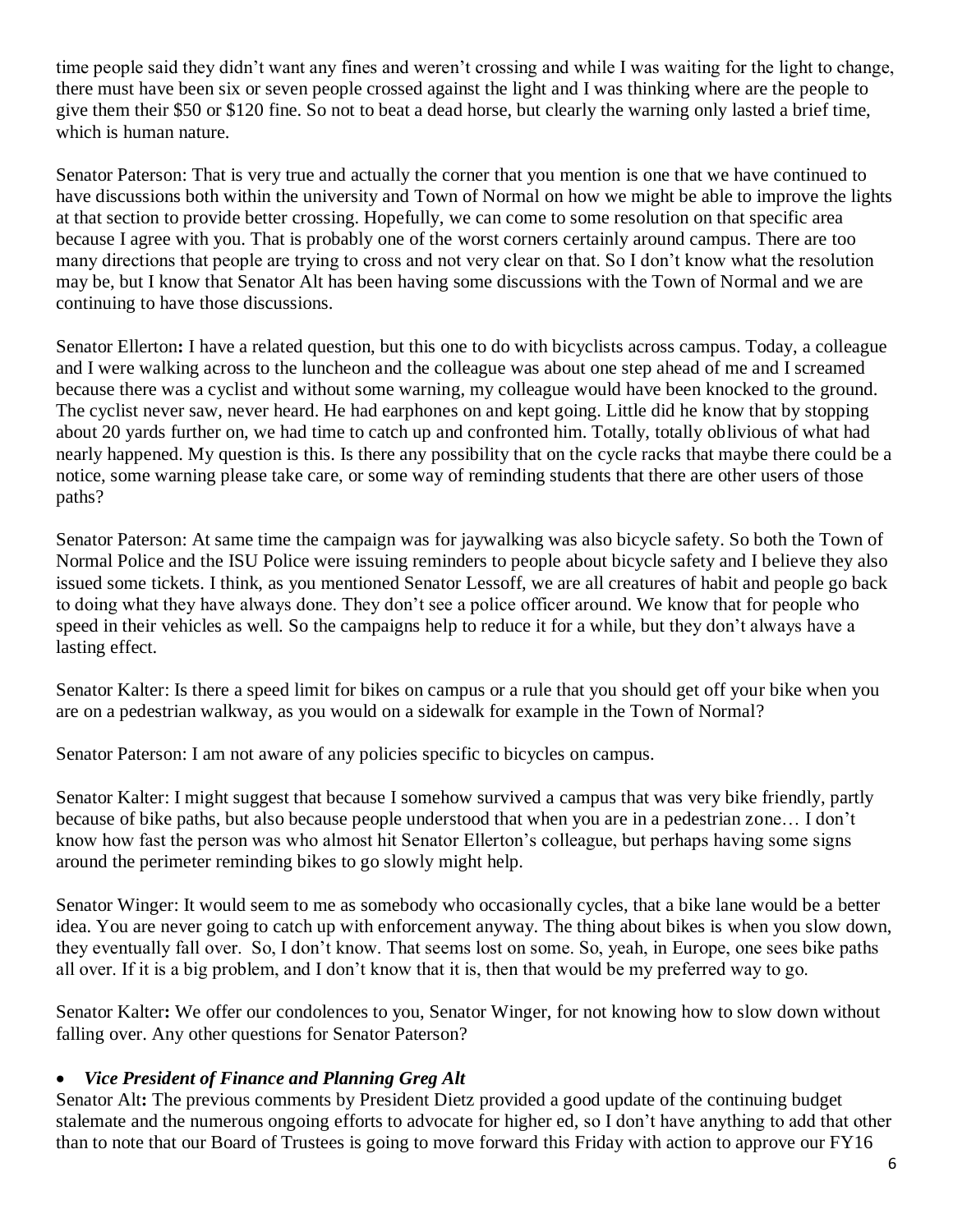time people said they didn't want any fines and weren't crossing and while I was waiting for the light to change, there must have been six or seven people crossed against the light and I was thinking where are the people to give them their $50 or $120 fine. So not to beat a dead horse, but clearly the warning only lasted a brief time, which is human nature.

Senator Paterson: That is very true and actually the corner that you mention is one that we have continued to have discussions both within the university and Town of Normal on how we might be able to improve the lights at that section to provide better crossing. Hopefully, we can come to some resolution on that specific area because I agree with you. That is probably one of the worst corners certainly around campus. There are too many directions that people are trying to cross and not very clear on that. So I don't know what the resolution may be, but I know that Senator Alt has been having some discussions with the Town of Normal and we are continuing to have those discussions.

Senator Ellerton**:** I have a related question, but this one to do with bicyclists across campus. Today, a colleague and I were walking across to the luncheon and the colleague was about one step ahead of me and I screamed because there was a cyclist and without some warning, my colleague would have been knocked to the ground. The cyclist never saw, never heard. He had earphones on and kept going. Little did he know that by stopping about 20 yards further on, we had time to catch up and confronted him. Totally, totally oblivious of what had nearly happened. My question is this. Is there any possibility that on the cycle racks that maybe there could be a notice, some warning please take care, or some way of reminding students that there are other users of those paths?

Senator Paterson: At same time the campaign was for jaywalking was also bicycle safety. So both the Town of Normal Police and the ISU Police were issuing reminders to people about bicycle safety and I believe they also issued some tickets. I think, as you mentioned Senator Lessoff, we are all creatures of habit and people go back to doing what they have always done. They don't see a police officer around. We know that for people who speed in their vehicles as well. So the campaigns help to reduce it for a while, but they don't always have a lasting effect.

Senator Kalter: Is there a speed limit for bikes on campus or a rule that you should get off your bike when you are on a pedestrian walkway, as you would on a sidewalk for example in the Town of Normal?

Senator Paterson: I am not aware of any policies specific to bicycles on campus.

Senator Kalter: I might suggest that because I somehow survived a campus that was very bike friendly, partly because of bike paths, but also because people understood that when you are in a pedestrian zone… I don't know how fast the person was who almost hit Senator Ellerton's colleague, but perhaps having some signs around the perimeter reminding bikes to go slowly might help.

Senator Winger: It would seem to me as somebody who occasionally cycles, that a bike lane would be a better idea. You are never going to catch up with enforcement anyway. The thing about bikes is when you slow down, they eventually fall over. So, I don't know. That seems lost on some. So, yeah, in Europe, one sees bike paths all over. If it is a big problem, and I don't know that it is, then that would be my preferred way to go.

Senator Kalter**:** We offer our condolences to you, Senator Winger, for not knowing how to slow down without falling over. Any other questions for Senator Paterson?

- ***Vice President of Finance and Planning Greg Alt***

Senator Alt**:** The previous comments by President Dietz provided a good update of the continuing budget stalemate and the numerous ongoing efforts to advocate for higher ed, so I don't have anything to add that other than to note that our Board of Trustees is going to move forward this Friday with action to approve our FY16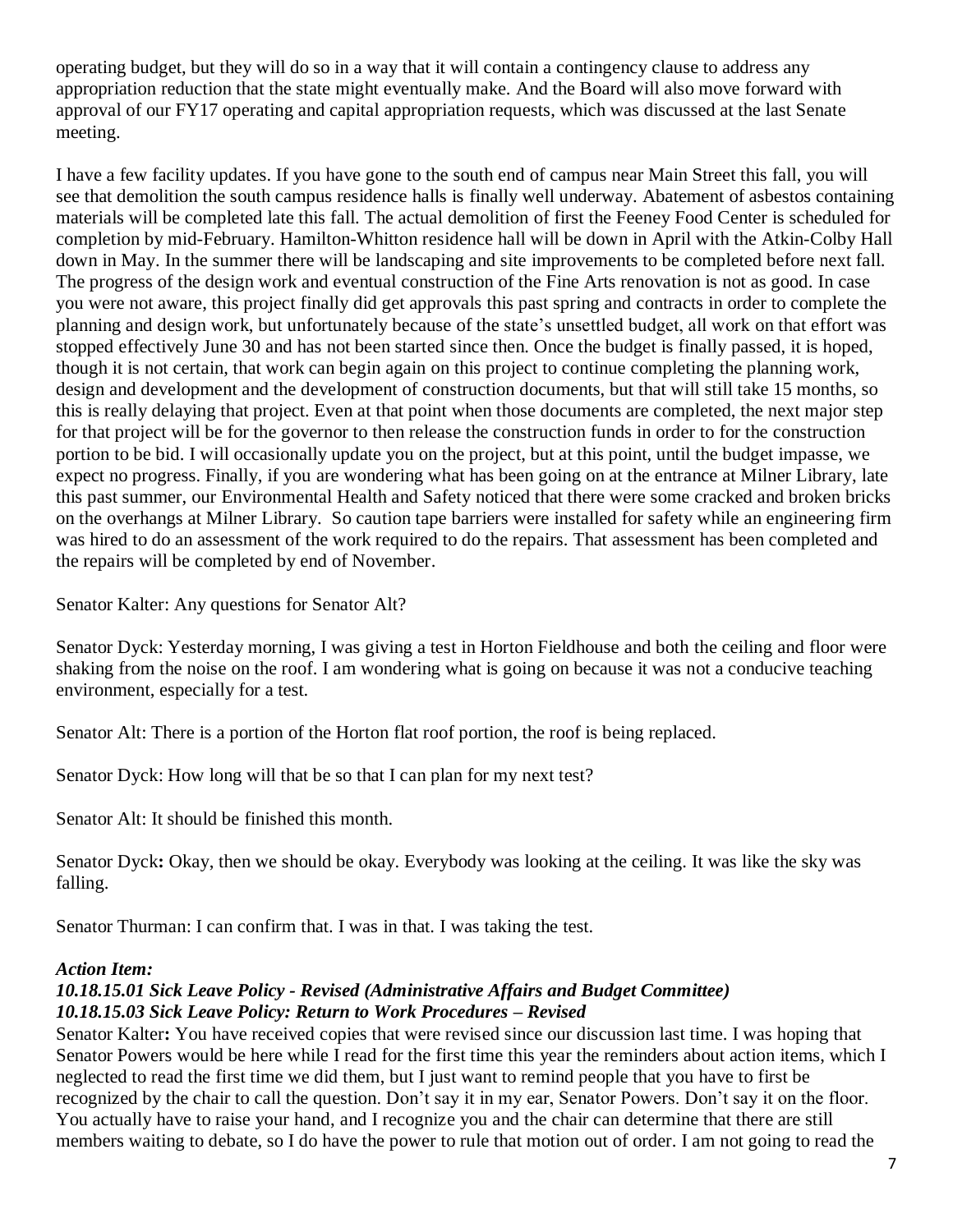operating budget, but they will do so in a way that it will contain a contingency clause to address any appropriation reduction that the state might eventually make. And the Board will also move forward with approval of our FY17 operating and capital appropriation requests, which was discussed at the last Senate meeting.

I have a few facility updates. If you have gone to the south end of campus near Main Street this fall, you will see that demolition the south campus residence halls is finally well underway. Abatement of asbestos containing materials will be completed late this fall. The actual demolition of first the Feeney Food Center is scheduled for completion by mid-February. Hamilton-Whitton residence hall will be down in April with the Atkin-Colby Hall down in May. In the summer there will be landscaping and site improvements to be completed before next fall. The progress of the design work and eventual construction of the Fine Arts renovation is not as good. In case you were not aware, this project finally did get approvals this past spring and contracts in order to complete the planning and design work, but unfortunately because of the state's unsettled budget, all work on that effort was stopped effectively June 30 and has not been started since then. Once the budget is finally passed, it is hoped, though it is not certain, that work can begin again on this project to continue completing the planning work, design and development and the development of construction documents, but that will still take 15 months, so this is really delaying that project. Even at that point when those documents are completed, the next major step for that project will be for the governor to then release the construction funds in order to for the construction portion to be bid. I will occasionally update you on the project, but at this point, until the budget impasse, we expect no progress. Finally, if you are wondering what has been going on at the entrance at Milner Library, late this past summer, our Environmental Health and Safety noticed that there were some cracked and broken bricks on the overhangs at Milner Library. So caution tape barriers were installed for safety while an engineering firm was hired to do an assessment of the work required to do the repairs. That assessment has been completed and the repairs will be completed by end of November.

Senator Kalter: Any questions for Senator Alt?

Senator Dyck: Yesterday morning, I was giving a test in Horton Fieldhouse and both the ceiling and floor were shaking from the noise on the roof. I am wondering what is going on because it was not a conducive teaching environment, especially for a test.

Senator Alt: There is a portion of the Horton flat roof portion, the roof is being replaced.

Senator Dyck: How long will that be so that I can plan for my next test?

Senator Alt: It should be finished this month.

Senator Dyck**:** Okay, then we should be okay. Everybody was looking at the ceiling. It was like the sky was falling.

Senator Thurman: I can confirm that. I was in that. I was taking the test.

***Action Item:***
***10.18.15.01 Sick Leave Policy - Revised (Administrative Affairs and Budget Committee)***
***10.18.15.03 Sick Leave Policy: Return to Work Procedures – Revised***

Senator Kalter**:** You have received copies that were revised since our discussion last time. I was hoping that Senator Powers would be here while I read for the first time this year the reminders about action items, which I neglected to read the first time we did them, but I just want to remind people that you have to first be recognized by the chair to call the question. Don't say it in my ear, Senator Powers. Don't say it on the floor. You actually have to raise your hand, and I recognize you and the chair can determine that there are still members waiting to debate, so I do have the power to rule that motion out of order. I am not going to read the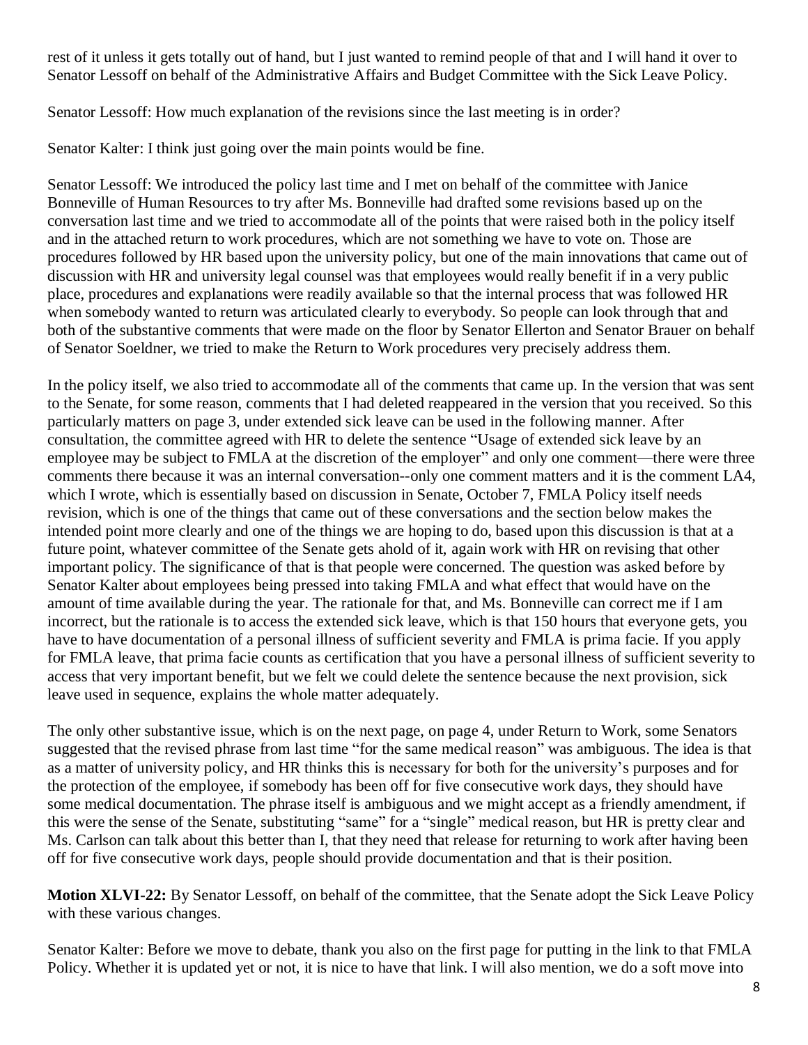rest of it unless it gets totally out of hand, but I just wanted to remind people of that and I will hand it over to Senator Lessoff on behalf of the Administrative Affairs and Budget Committee with the Sick Leave Policy.

Senator Lessoff: How much explanation of the revisions since the last meeting is in order?

Senator Kalter: I think just going over the main points would be fine.

Senator Lessoff: We introduced the policy last time and I met on behalf of the committee with Janice Bonneville of Human Resources to try after Ms. Bonneville had drafted some revisions based up on the conversation last time and we tried to accommodate all of the points that were raised both in the policy itself and in the attached return to work procedures, which are not something we have to vote on. Those are procedures followed by HR based upon the university policy, but one of the main innovations that came out of discussion with HR and university legal counsel was that employees would really benefit if in a very public place, procedures and explanations were readily available so that the internal process that was followed HR when somebody wanted to return was articulated clearly to everybody. So people can look through that and both of the substantive comments that were made on the floor by Senator Ellerton and Senator Brauer on behalf of Senator Soeldner, we tried to make the Return to Work procedures very precisely address them.

In the policy itself, we also tried to accommodate all of the comments that came up. In the version that was sent to the Senate, for some reason, comments that I had deleted reappeared in the version that you received. So this particularly matters on page 3, under extended sick leave can be used in the following manner. After consultation, the committee agreed with HR to delete the sentence "Usage of extended sick leave by an employee may be subject to FMLA at the discretion of the employer" and only one comment—there were three comments there because it was an internal conversation--only one comment matters and it is the comment LA4, which I wrote, which is essentially based on discussion in Senate, October 7, FMLA Policy itself needs revision, which is one of the things that came out of these conversations and the section below makes the intended point more clearly and one of the things we are hoping to do, based upon this discussion is that at a future point, whatever committee of the Senate gets ahold of it, again work with HR on revising that other important policy. The significance of that is that people were concerned. The question was asked before by Senator Kalter about employees being pressed into taking FMLA and what effect that would have on the amount of time available during the year. The rationale for that, and Ms. Bonneville can correct me if I am incorrect, but the rationale is to access the extended sick leave, which is that 150 hours that everyone gets, you have to have documentation of a personal illness of sufficient severity and FMLA is prima facie. If you apply for FMLA leave, that prima facie counts as certification that you have a personal illness of sufficient severity to access that very important benefit, but we felt we could delete the sentence because the next provision, sick leave used in sequence, explains the whole matter adequately.

The only other substantive issue, which is on the next page, on page 4, under Return to Work, some Senators suggested that the revised phrase from last time "for the same medical reason" was ambiguous. The idea is that as a matter of university policy, and HR thinks this is necessary for both for the university's purposes and for the protection of the employee, if somebody has been off for five consecutive work days, they should have some medical documentation. The phrase itself is ambiguous and we might accept as a friendly amendment, if this were the sense of the Senate, substituting "same" for a "single" medical reason, but HR is pretty clear and Ms. Carlson can talk about this better than I, that they need that release for returning to work after having been off for five consecutive work days, people should provide documentation and that is their position.

**Motion XLVI-22:** By Senator Lessoff, on behalf of the committee, that the Senate adopt the Sick Leave Policy with these various changes.

Senator Kalter: Before we move to debate, thank you also on the first page for putting in the link to that FMLA Policy. Whether it is updated yet or not, it is nice to have that link. I will also mention, we do a soft move into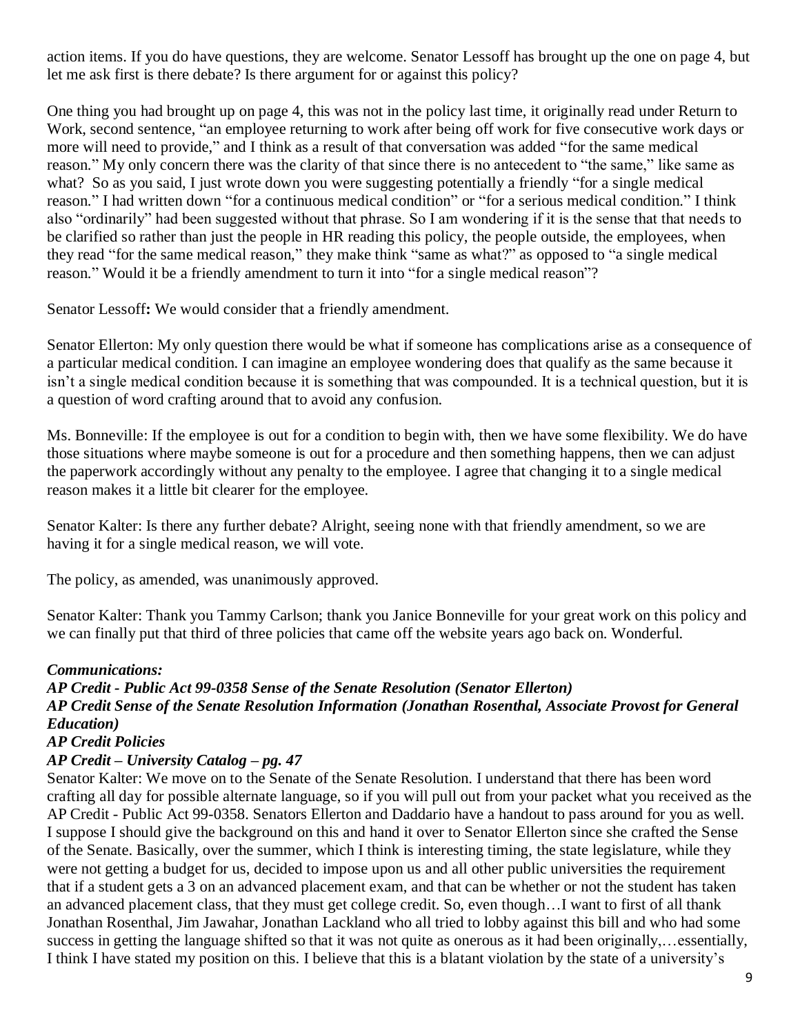action items. If you do have questions, they are welcome. Senator Lessoff has brought up the one on page 4, but let me ask first is there debate? Is there argument for or against this policy?

One thing you had brought up on page 4, this was not in the policy last time, it originally read under Return to Work, second sentence, "an employee returning to work after being off work for five consecutive work days or more will need to provide," and I think as a result of that conversation was added "for the same medical reason." My only concern there was the clarity of that since there is no antecedent to "the same," like same as what? So as you said, I just wrote down you were suggesting potentially a friendly "for a single medical reason." I had written down "for a continuous medical condition" or "for a serious medical condition." I think also "ordinarily" had been suggested without that phrase. So I am wondering if it is the sense that that needs to be clarified so rather than just the people in HR reading this policy, the people outside, the employees, when they read "for the same medical reason," they make think "same as what?" as opposed to "a single medical reason." Would it be a friendly amendment to turn it into "for a single medical reason"?

Senator Lessoff**:** We would consider that a friendly amendment.

Senator Ellerton: My only question there would be what if someone has complications arise as a consequence of a particular medical condition. I can imagine an employee wondering does that qualify as the same because it isn't a single medical condition because it is something that was compounded. It is a technical question, but it is a question of word crafting around that to avoid any confusion.

Ms. Bonneville: If the employee is out for a condition to begin with, then we have some flexibility. We do have those situations where maybe someone is out for a procedure and then something happens, then we can adjust the paperwork accordingly without any penalty to the employee. I agree that changing it to a single medical reason makes it a little bit clearer for the employee.

Senator Kalter: Is there any further debate? Alright, seeing none with that friendly amendment, so we are having it for a single medical reason, we will vote.

The policy, as amended, was unanimously approved.

Senator Kalter: Thank you Tammy Carlson; thank you Janice Bonneville for your great work on this policy and we can finally put that third of three policies that came off the website years ago back on. Wonderful.

***Communications:***

***AP Credit - Public Act 99-0358 Sense of the Senate Resolution (Senator Ellerton)***

***AP Credit Sense of the Senate Resolution Information (Jonathan Rosenthal, Associate Provost for General Education)***

***AP Credit Policies***

***AP Credit – University Catalog – pg. 47***

Senator Kalter: We move on to the Senate of the Senate Resolution. I understand that there has been word crafting all day for possible alternate language, so if you will pull out from your packet what you received as the AP Credit - Public Act 99-0358. Senators Ellerton and Daddario have a handout to pass around for you as well. I suppose I should give the background on this and hand it over to Senator Ellerton since she crafted the Sense of the Senate. Basically, over the summer, which I think is interesting timing, the state legislature, while they were not getting a budget for us, decided to impose upon us and all other public universities the requirement that if a student gets a 3 on an advanced placement exam, and that can be whether or not the student has taken an advanced placement class, that they must get college credit. So, even though…I want to first of all thank Jonathan Rosenthal, Jim Jawahar, Jonathan Lackland who all tried to lobby against this bill and who had some success in getting the language shifted so that it was not quite as onerous as it had been originally,…essentially, I think I have stated my position on this. I believe that this is a blatant violation by the state of a university's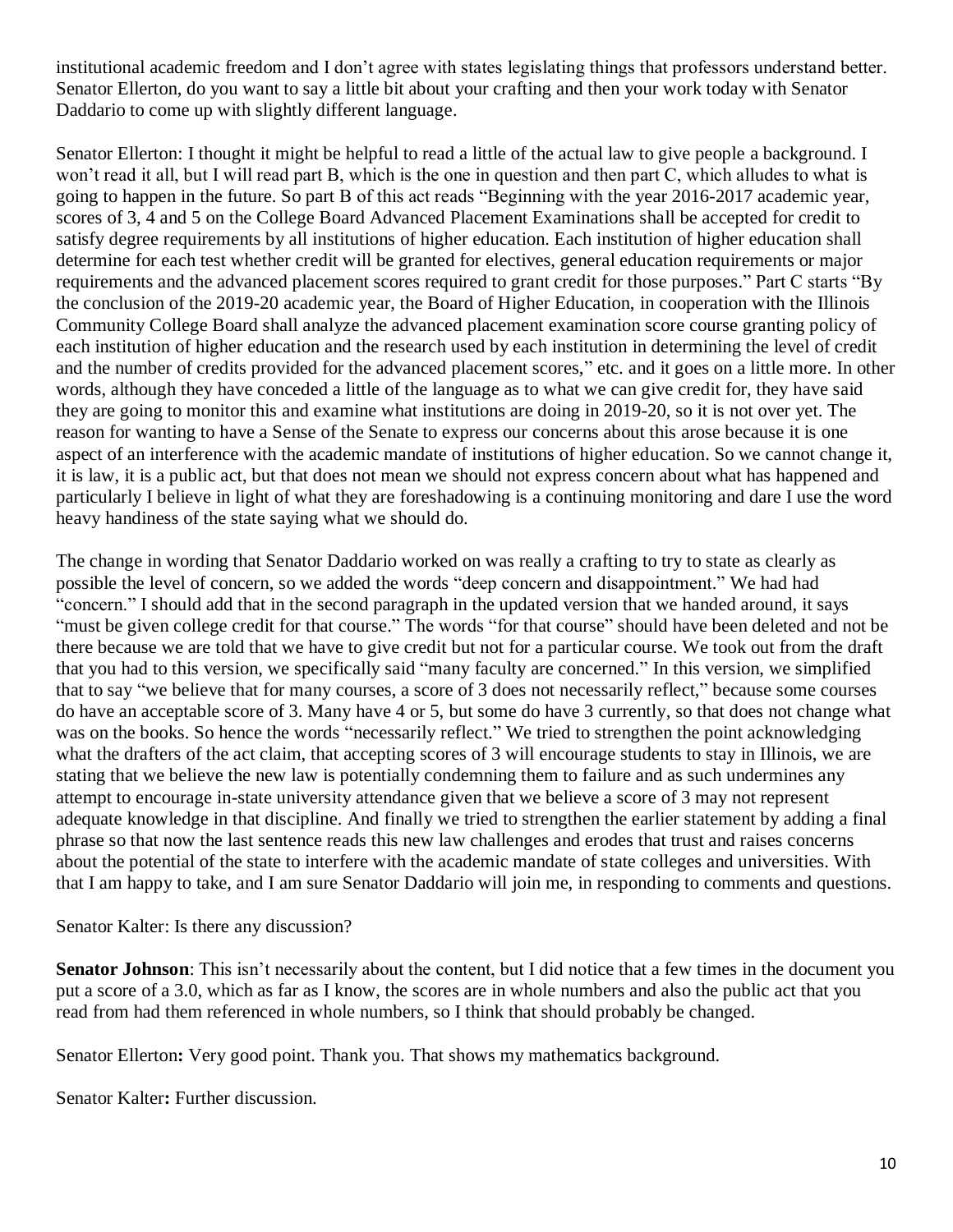institutional academic freedom and I don't agree with states legislating things that professors understand better. Senator Ellerton, do you want to say a little bit about your crafting and then your work today with Senator Daddario to come up with slightly different language.

Senator Ellerton: I thought it might be helpful to read a little of the actual law to give people a background. I won't read it all, but I will read part B, which is the one in question and then part C, which alludes to what is going to happen in the future. So part B of this act reads "Beginning with the year 2016-2017 academic year, scores of 3, 4 and 5 on the College Board Advanced Placement Examinations shall be accepted for credit to satisfy degree requirements by all institutions of higher education. Each institution of higher education shall determine for each test whether credit will be granted for electives, general education requirements or major requirements and the advanced placement scores required to grant credit for those purposes." Part C starts "By the conclusion of the 2019-20 academic year, the Board of Higher Education, in cooperation with the Illinois Community College Board shall analyze the advanced placement examination score course granting policy of each institution of higher education and the research used by each institution in determining the level of credit and the number of credits provided for the advanced placement scores," etc. and it goes on a little more. In other words, although they have conceded a little of the language as to what we can give credit for, they have said they are going to monitor this and examine what institutions are doing in 2019-20, so it is not over yet. The reason for wanting to have a Sense of the Senate to express our concerns about this arose because it is one aspect of an interference with the academic mandate of institutions of higher education. So we cannot change it, it is law, it is a public act, but that does not mean we should not express concern about what has happened and particularly I believe in light of what they are foreshadowing is a continuing monitoring and dare I use the word heavy handiness of the state saying what we should do.

The change in wording that Senator Daddario worked on was really a crafting to try to state as clearly as possible the level of concern, so we added the words "deep concern and disappointment." We had had "concern." I should add that in the second paragraph in the updated version that we handed around, it says "must be given college credit for that course." The words "for that course" should have been deleted and not be there because we are told that we have to give credit but not for a particular course. We took out from the draft that you had to this version, we specifically said "many faculty are concerned." In this version, we simplified that to say "we believe that for many courses, a score of 3 does not necessarily reflect," because some courses do have an acceptable score of 3. Many have 4 or 5, but some do have 3 currently, so that does not change what was on the books. So hence the words "necessarily reflect." We tried to strengthen the point acknowledging what the drafters of the act claim, that accepting scores of 3 will encourage students to stay in Illinois, we are stating that we believe the new law is potentially condemning them to failure and as such undermines any attempt to encourage in-state university attendance given that we believe a score of 3 may not represent adequate knowledge in that discipline. And finally we tried to strengthen the earlier statement by adding a final phrase so that now the last sentence reads this new law challenges and erodes that trust and raises concerns about the potential of the state to interfere with the academic mandate of state colleges and universities. With that I am happy to take, and I am sure Senator Daddario will join me, in responding to comments and questions.

Senator Kalter: Is there any discussion?

**Senator Johnson**: This isn't necessarily about the content, but I did notice that a few times in the document you put a score of a 3.0, which as far as I know, the scores are in whole numbers and also the public act that you read from had them referenced in whole numbers, so I think that should probably be changed.

Senator Ellerton**:** Very good point. Thank you. That shows my mathematics background.

Senator Kalter**:** Further discussion.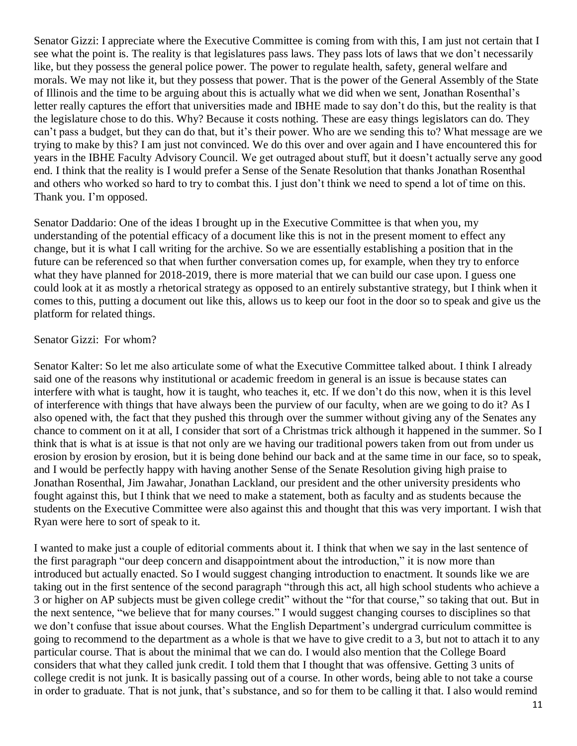Senator Gizzi: I appreciate where the Executive Committee is coming from with this, I am just not certain that I see what the point is. The reality is that legislatures pass laws. They pass lots of laws that we don't necessarily like, but they possess the general police power. The power to regulate health, safety, general welfare and morals. We may not like it, but they possess that power. That is the power of the General Assembly of the State of Illinois and the time to be arguing about this is actually what we did when we sent, Jonathan Rosenthal's letter really captures the effort that universities made and IBHE made to say don't do this, but the reality is that the legislature chose to do this. Why? Because it costs nothing. These are easy things legislators can do. They can't pass a budget, but they can do that, but it's their power. Who are we sending this to? What message are we trying to make by this? I am just not convinced. We do this over and over again and I have encountered this for years in the IBHE Faculty Advisory Council. We get outraged about stuff, but it doesn't actually serve any good end. I think that the reality is I would prefer a Sense of the Senate Resolution that thanks Jonathan Rosenthal and others who worked so hard to try to combat this. I just don't think we need to spend a lot of time on this. Thank you. I'm opposed.

Senator Daddario: One of the ideas I brought up in the Executive Committee is that when you, my understanding of the potential efficacy of a document like this is not in the present moment to effect any change, but it is what I call writing for the archive. So we are essentially establishing a position that in the future can be referenced so that when further conversation comes up, for example, when they try to enforce what they have planned for 2018-2019, there is more material that we can build our case upon. I guess one could look at it as mostly a rhetorical strategy as opposed to an entirely substantive strategy, but I think when it comes to this, putting a document out like this, allows us to keep our foot in the door so to speak and give us the platform for related things.

Senator Gizzi: For whom?

Senator Kalter: So let me also articulate some of what the Executive Committee talked about. I think I already said one of the reasons why institutional or academic freedom in general is an issue is because states can interfere with what is taught, how it is taught, who teaches it, etc. If we don't do this now, when it is this level of interference with things that have always been the purview of our faculty, when are we going to do it? As I also opened with, the fact that they pushed this through over the summer without giving any of the Senates any chance to comment on it at all, I consider that sort of a Christmas trick although it happened in the summer. So I think that is what is at issue is that not only are we having our traditional powers taken from out from under us erosion by erosion by erosion, but it is being done behind our back and at the same time in our face, so to speak, and I would be perfectly happy with having another Sense of the Senate Resolution giving high praise to Jonathan Rosenthal, Jim Jawahar, Jonathan Lackland, our president and the other university presidents who fought against this, but I think that we need to make a statement, both as faculty and as students because the students on the Executive Committee were also against this and thought that this was very important. I wish that Ryan were here to sort of speak to it.

I wanted to make just a couple of editorial comments about it. I think that when we say in the last sentence of the first paragraph "our deep concern and disappointment about the introduction," it is now more than introduced but actually enacted. So I would suggest changing introduction to enactment. It sounds like we are taking out in the first sentence of the second paragraph "through this act, all high school students who achieve a 3 or higher on AP subjects must be given college credit" without the "for that course," so taking that out. But in the next sentence, "we believe that for many courses." I would suggest changing courses to disciplines so that we don't confuse that issue about courses. What the English Department's undergrad curriculum committee is going to recommend to the department as a whole is that we have to give credit to a 3, but not to attach it to any particular course. That is about the minimal that we can do. I would also mention that the College Board considers that what they called junk credit. I told them that I thought that was offensive. Getting 3 units of college credit is not junk. It is basically passing out of a course. In other words, being able to not take a course in order to graduate. That is not junk, that's substance, and so for them to be calling it that. I also would remind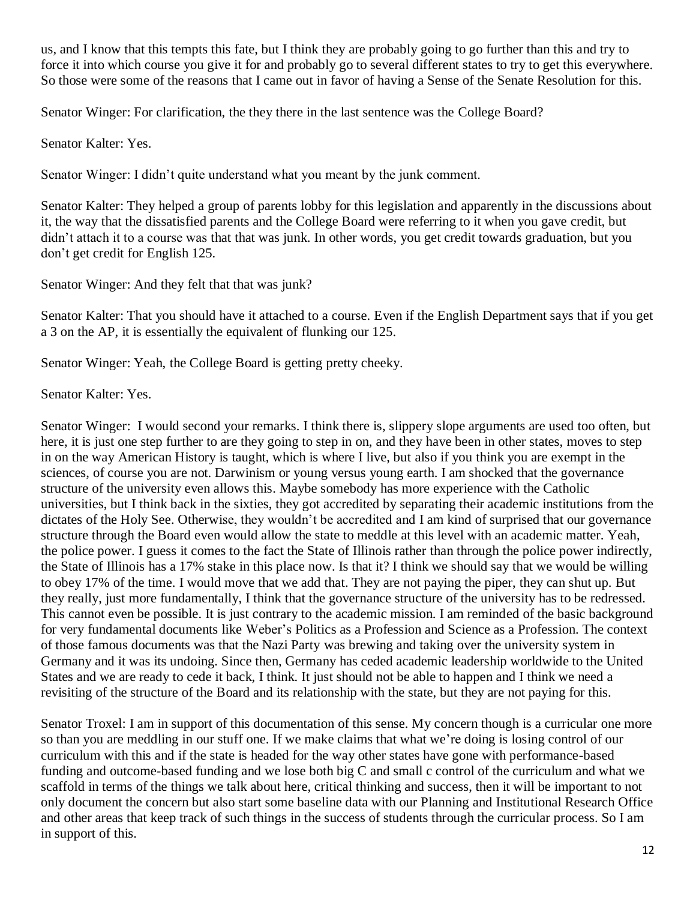us, and I know that this tempts this fate, but I think they are probably going to go further than this and try to force it into which course you give it for and probably go to several different states to try to get this everywhere. So those were some of the reasons that I came out in favor of having a Sense of the Senate Resolution for this.

Senator Winger: For clarification, the they there in the last sentence was the College Board?

Senator Kalter: Yes.

Senator Winger: I didn't quite understand what you meant by the junk comment.

Senator Kalter: They helped a group of parents lobby for this legislation and apparently in the discussions about it, the way that the dissatisfied parents and the College Board were referring to it when you gave credit, but didn't attach it to a course was that that was junk. In other words, you get credit towards graduation, but you don't get credit for English 125.

Senator Winger: And they felt that that was junk?

Senator Kalter: That you should have it attached to a course. Even if the English Department says that if you get a 3 on the AP, it is essentially the equivalent of flunking our 125.

Senator Winger: Yeah, the College Board is getting pretty cheeky.

Senator Kalter: Yes.

Senator Winger: I would second your remarks. I think there is, slippery slope arguments are used too often, but here, it is just one step further to are they going to step in on, and they have been in other states, moves to step in on the way American History is taught, which is where I live, but also if you think you are exempt in the sciences, of course you are not. Darwinism or young versus young earth. I am shocked that the governance structure of the university even allows this. Maybe somebody has more experience with the Catholic universities, but I think back in the sixties, they got accredited by separating their academic institutions from the dictates of the Holy See. Otherwise, they wouldn't be accredited and I am kind of surprised that our governance structure through the Board even would allow the state to meddle at this level with an academic matter. Yeah, the police power. I guess it comes to the fact the State of Illinois rather than through the police power indirectly, the State of Illinois has a 17% stake in this place now. Is that it? I think we should say that we would be willing to obey 17% of the time. I would move that we add that. They are not paying the piper, they can shut up. But they really, just more fundamentally, I think that the governance structure of the university has to be redressed. This cannot even be possible. It is just contrary to the academic mission. I am reminded of the basic background for very fundamental documents like Weber's Politics as a Profession and Science as a Profession. The context of those famous documents was that the Nazi Party was brewing and taking over the university system in Germany and it was its undoing. Since then, Germany has ceded academic leadership worldwide to the United States and we are ready to cede it back, I think. It just should not be able to happen and I think we need a revisiting of the structure of the Board and its relationship with the state, but they are not paying for this.

Senator Troxel: I am in support of this documentation of this sense. My concern though is a curricular one more so than you are meddling in our stuff one. If we make claims that what we're doing is losing control of our curriculum with this and if the state is headed for the way other states have gone with performance-based funding and outcome-based funding and we lose both big C and small c control of the curriculum and what we scaffold in terms of the things we talk about here, critical thinking and success, then it will be important to not only document the concern but also start some baseline data with our Planning and Institutional Research Office and other areas that keep track of such things in the success of students through the curricular process. So I am in support of this.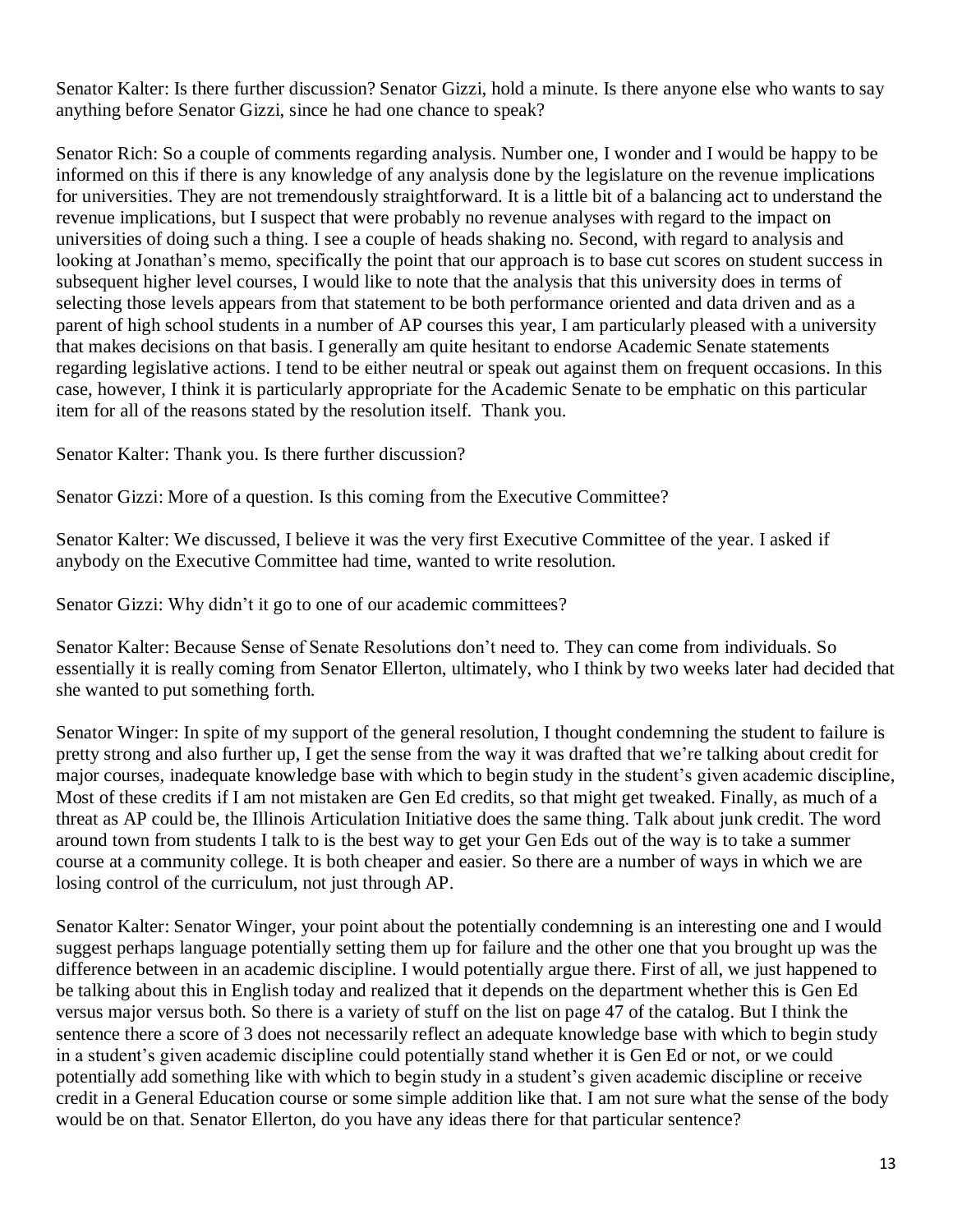Senator Kalter: Is there further discussion? Senator Gizzi, hold a minute. Is there anyone else who wants to say anything before Senator Gizzi, since he had one chance to speak?

Senator Rich: So a couple of comments regarding analysis. Number one, I wonder and I would be happy to be informed on this if there is any knowledge of any analysis done by the legislature on the revenue implications for universities. They are not tremendously straightforward. It is a little bit of a balancing act to understand the revenue implications, but I suspect that were probably no revenue analyses with regard to the impact on universities of doing such a thing. I see a couple of heads shaking no. Second, with regard to analysis and looking at Jonathan's memo, specifically the point that our approach is to base cut scores on student success in subsequent higher level courses, I would like to note that the analysis that this university does in terms of selecting those levels appears from that statement to be both performance oriented and data driven and as a parent of high school students in a number of AP courses this year, I am particularly pleased with a university that makes decisions on that basis. I generally am quite hesitant to endorse Academic Senate statements regarding legislative actions. I tend to be either neutral or speak out against them on frequent occasions. In this case, however, I think it is particularly appropriate for the Academic Senate to be emphatic on this particular item for all of the reasons stated by the resolution itself. Thank you.

Senator Kalter: Thank you. Is there further discussion?

Senator Gizzi: More of a question. Is this coming from the Executive Committee?

Senator Kalter: We discussed, I believe it was the very first Executive Committee of the year. I asked if anybody on the Executive Committee had time, wanted to write resolution.

Senator Gizzi: Why didn't it go to one of our academic committees?

Senator Kalter: Because Sense of Senate Resolutions don't need to. They can come from individuals. So essentially it is really coming from Senator Ellerton, ultimately, who I think by two weeks later had decided that she wanted to put something forth.

Senator Winger: In spite of my support of the general resolution, I thought condemning the student to failure is pretty strong and also further up, I get the sense from the way it was drafted that we're talking about credit for major courses, inadequate knowledge base with which to begin study in the student's given academic discipline, Most of these credits if I am not mistaken are Gen Ed credits, so that might get tweaked. Finally, as much of a threat as AP could be, the Illinois Articulation Initiative does the same thing. Talk about junk credit. The word around town from students I talk to is the best way to get your Gen Eds out of the way is to take a summer course at a community college. It is both cheaper and easier. So there are a number of ways in which we are losing control of the curriculum, not just through AP.

Senator Kalter: Senator Winger, your point about the potentially condemning is an interesting one and I would suggest perhaps language potentially setting them up for failure and the other one that you brought up was the difference between in an academic discipline. I would potentially argue there. First of all, we just happened to be talking about this in English today and realized that it depends on the department whether this is Gen Ed versus major versus both. So there is a variety of stuff on the list on page 47 of the catalog. But I think the sentence there a score of 3 does not necessarily reflect an adequate knowledge base with which to begin study in a student's given academic discipline could potentially stand whether it is Gen Ed or not, or we could potentially add something like with which to begin study in a student's given academic discipline or receive credit in a General Education course or some simple addition like that. I am not sure what the sense of the body would be on that. Senator Ellerton, do you have any ideas there for that particular sentence?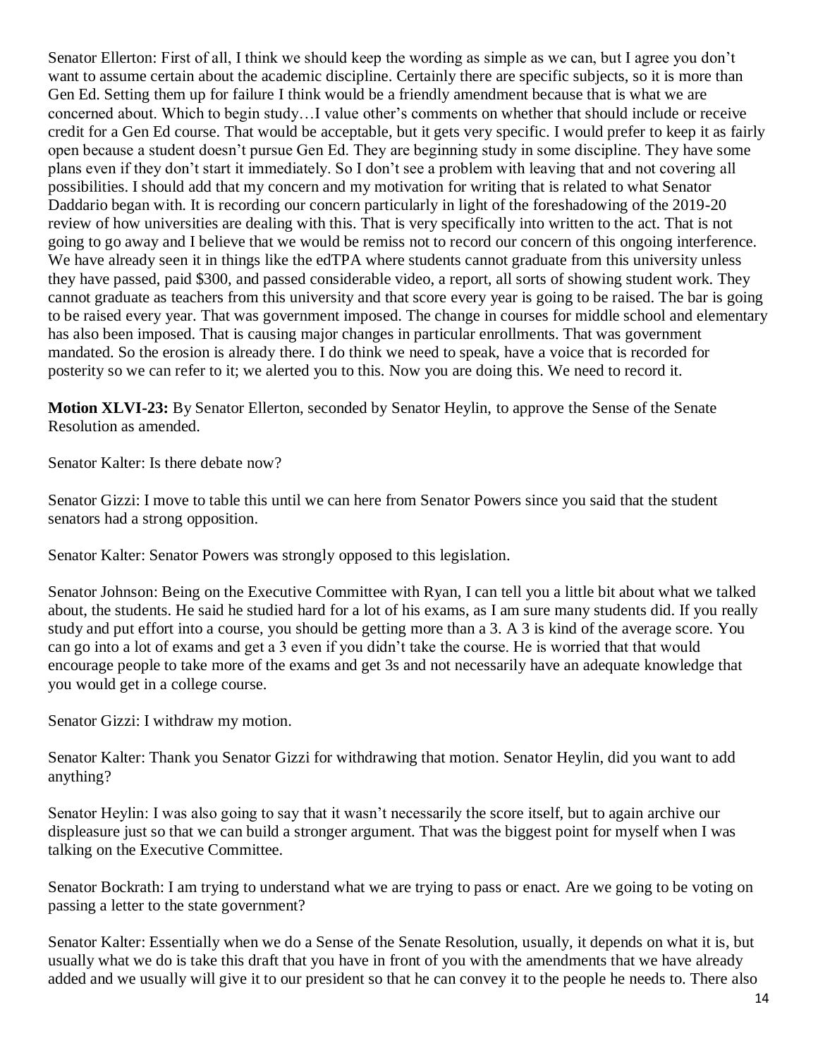Senator Ellerton: First of all, I think we should keep the wording as simple as we can, but I agree you don't want to assume certain about the academic discipline. Certainly there are specific subjects, so it is more than Gen Ed. Setting them up for failure I think would be a friendly amendment because that is what we are concerned about. Which to begin study…I value other's comments on whether that should include or receive credit for a Gen Ed course. That would be acceptable, but it gets very specific. I would prefer to keep it as fairly open because a student doesn't pursue Gen Ed. They are beginning study in some discipline. They have some plans even if they don't start it immediately. So I don't see a problem with leaving that and not covering all possibilities. I should add that my concern and my motivation for writing that is related to what Senator Daddario began with. It is recording our concern particularly in light of the foreshadowing of the 2019-20 review of how universities are dealing with this. That is very specifically into written to the act. That is not going to go away and I believe that we would be remiss not to record our concern of this ongoing interference. We have already seen it in things like the edTPA where students cannot graduate from this university unless they have passed, paid $300, and passed considerable video, a report, all sorts of showing student work. They cannot graduate as teachers from this university and that score every year is going to be raised. The bar is going to be raised every year. That was government imposed. The change in courses for middle school and elementary has also been imposed. That is causing major changes in particular enrollments. That was government mandated. So the erosion is already there. I do think we need to speak, have a voice that is recorded for posterity so we can refer to it; we alerted you to this. Now you are doing this. We need to record it.

**Motion XLVI-23:** By Senator Ellerton, seconded by Senator Heylin, to approve the Sense of the Senate Resolution as amended.

Senator Kalter: Is there debate now?

Senator Gizzi: I move to table this until we can here from Senator Powers since you said that the student senators had a strong opposition.

Senator Kalter: Senator Powers was strongly opposed to this legislation.

Senator Johnson: Being on the Executive Committee with Ryan, I can tell you a little bit about what we talked about, the students. He said he studied hard for a lot of his exams, as I am sure many students did. If you really study and put effort into a course, you should be getting more than a 3. A 3 is kind of the average score. You can go into a lot of exams and get a 3 even if you didn't take the course. He is worried that that would encourage people to take more of the exams and get 3s and not necessarily have an adequate knowledge that you would get in a college course.

Senator Gizzi: I withdraw my motion.

Senator Kalter: Thank you Senator Gizzi for withdrawing that motion. Senator Heylin, did you want to add anything?

Senator Heylin: I was also going to say that it wasn't necessarily the score itself, but to again archive our displeasure just so that we can build a stronger argument. That was the biggest point for myself when I was talking on the Executive Committee.

Senator Bockrath: I am trying to understand what we are trying to pass or enact. Are we going to be voting on passing a letter to the state government?

Senator Kalter: Essentially when we do a Sense of the Senate Resolution, usually, it depends on what it is, but usually what we do is take this draft that you have in front of you with the amendments that we have already added and we usually will give it to our president so that he can convey it to the people he needs to. There also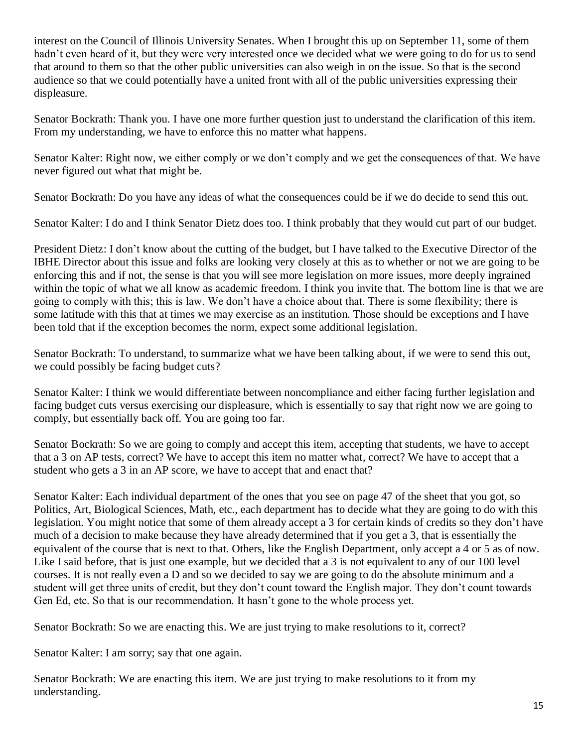interest on the Council of Illinois University Senates. When I brought this up on September 11, some of them hadn't even heard of it, but they were very interested once we decided what we were going to do for us to send that around to them so that the other public universities can also weigh in on the issue. So that is the second audience so that we could potentially have a united front with all of the public universities expressing their displeasure.

Senator Bockrath: Thank you. I have one more further question just to understand the clarification of this item. From my understanding, we have to enforce this no matter what happens.

Senator Kalter: Right now, we either comply or we don't comply and we get the consequences of that. We have never figured out what that might be.

Senator Bockrath: Do you have any ideas of what the consequences could be if we do decide to send this out.

Senator Kalter: I do and I think Senator Dietz does too. I think probably that they would cut part of our budget.

President Dietz: I don't know about the cutting of the budget, but I have talked to the Executive Director of the IBHE Director about this issue and folks are looking very closely at this as to whether or not we are going to be enforcing this and if not, the sense is that you will see more legislation on more issues, more deeply ingrained within the topic of what we all know as academic freedom. I think you invite that. The bottom line is that we are going to comply with this; this is law. We don't have a choice about that. There is some flexibility; there is some latitude with this that at times we may exercise as an institution. Those should be exceptions and I have been told that if the exception becomes the norm, expect some additional legislation.

Senator Bockrath: To understand, to summarize what we have been talking about, if we were to send this out, we could possibly be facing budget cuts?

Senator Kalter: I think we would differentiate between noncompliance and either facing further legislation and facing budget cuts versus exercising our displeasure, which is essentially to say that right now we are going to comply, but essentially back off. You are going too far.

Senator Bockrath: So we are going to comply and accept this item, accepting that students, we have to accept that a 3 on AP tests, correct? We have to accept this item no matter what, correct? We have to accept that a student who gets a 3 in an AP score, we have to accept that and enact that?

Senator Kalter: Each individual department of the ones that you see on page 47 of the sheet that you got, so Politics, Art, Biological Sciences, Math, etc., each department has to decide what they are going to do with this legislation. You might notice that some of them already accept a 3 for certain kinds of credits so they don't have much of a decision to make because they have already determined that if you get a 3, that is essentially the equivalent of the course that is next to that. Others, like the English Department, only accept a 4 or 5 as of now. Like I said before, that is just one example, but we decided that a 3 is not equivalent to any of our 100 level courses. It is not really even a D and so we decided to say we are going to do the absolute minimum and a student will get three units of credit, but they don't count toward the English major. They don't count towards Gen Ed, etc. So that is our recommendation. It hasn't gone to the whole process yet.

Senator Bockrath: So we are enacting this. We are just trying to make resolutions to it, correct?

Senator Kalter: I am sorry; say that one again.

Senator Bockrath: We are enacting this item. We are just trying to make resolutions to it from my understanding.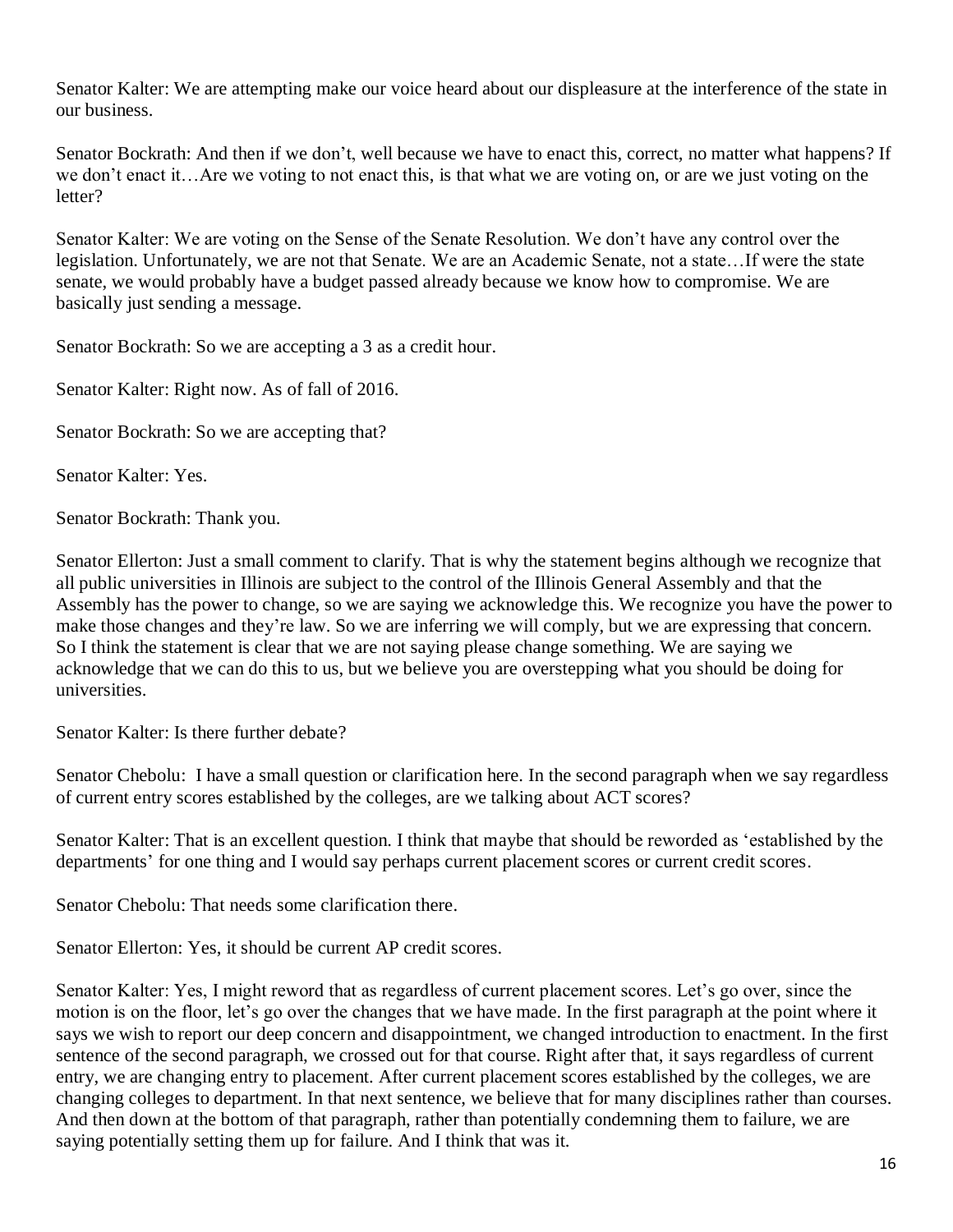Senator Kalter: We are attempting make our voice heard about our displeasure at the interference of the state in our business.

Senator Bockrath: And then if we don't, well because we have to enact this, correct, no matter what happens? If we don't enact it…Are we voting to not enact this, is that what we are voting on, or are we just voting on the letter?

Senator Kalter: We are voting on the Sense of the Senate Resolution. We don't have any control over the legislation. Unfortunately, we are not that Senate. We are an Academic Senate, not a state…If were the state senate, we would probably have a budget passed already because we know how to compromise. We are basically just sending a message.

Senator Bockrath: So we are accepting a 3 as a credit hour.

Senator Kalter: Right now. As of fall of 2016.

Senator Bockrath: So we are accepting that?

Senator Kalter: Yes.

Senator Bockrath: Thank you.

Senator Ellerton: Just a small comment to clarify. That is why the statement begins although we recognize that all public universities in Illinois are subject to the control of the Illinois General Assembly and that the Assembly has the power to change, so we are saying we acknowledge this. We recognize you have the power to make those changes and they're law. So we are inferring we will comply, but we are expressing that concern. So I think the statement is clear that we are not saying please change something. We are saying we acknowledge that we can do this to us, but we believe you are overstepping what you should be doing for universities.

Senator Kalter: Is there further debate?

Senator Chebolu: I have a small question or clarification here. In the second paragraph when we say regardless of current entry scores established by the colleges, are we talking about ACT scores?

Senator Kalter: That is an excellent question. I think that maybe that should be reworded as 'established by the departments' for one thing and I would say perhaps current placement scores or current credit scores.

Senator Chebolu: That needs some clarification there.

Senator Ellerton: Yes, it should be current AP credit scores.

Senator Kalter: Yes, I might reword that as regardless of current placement scores. Let's go over, since the motion is on the floor, let's go over the changes that we have made. In the first paragraph at the point where it says we wish to report our deep concern and disappointment, we changed introduction to enactment. In the first sentence of the second paragraph, we crossed out for that course. Right after that, it says regardless of current entry, we are changing entry to placement. After current placement scores established by the colleges, we are changing colleges to department. In that next sentence, we believe that for many disciplines rather than courses. And then down at the bottom of that paragraph, rather than potentially condemning them to failure, we are saying potentially setting them up for failure. And I think that was it.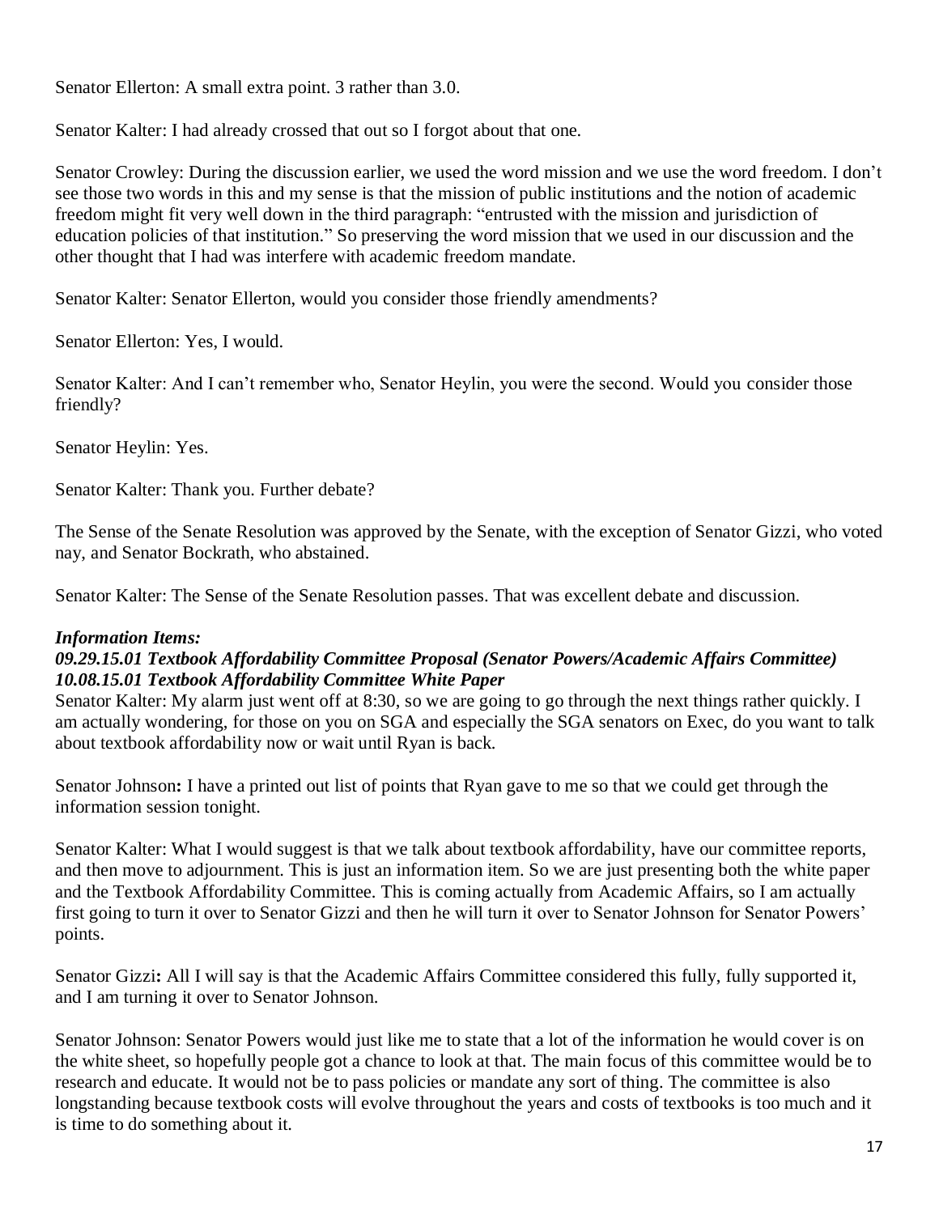Senator Ellerton: A small extra point. 3 rather than 3.0.

Senator Kalter: I had already crossed that out so I forgot about that one.

Senator Crowley: During the discussion earlier, we used the word mission and we use the word freedom. I don't see those two words in this and my sense is that the mission of public institutions and the notion of academic freedom might fit very well down in the third paragraph: "entrusted with the mission and jurisdiction of education policies of that institution." So preserving the word mission that we used in our discussion and the other thought that I had was interfere with academic freedom mandate.

Senator Kalter: Senator Ellerton, would you consider those friendly amendments?

Senator Ellerton: Yes, I would.

Senator Kalter: And I can't remember who, Senator Heylin, you were the second. Would you consider those friendly?

Senator Heylin: Yes.

Senator Kalter: Thank you. Further debate?

The Sense of the Senate Resolution was approved by the Senate, with the exception of Senator Gizzi, who voted nay, and Senator Bockrath, who abstained.

Senator Kalter: The Sense of the Senate Resolution passes. That was excellent debate and discussion.

***Information Items:***

***09.29.15.01 Textbook Affordability Committee Proposal (Senator Powers/Academic Affairs Committee)***
***10.08.15.01 Textbook Affordability Committee White Paper***

Senator Kalter: My alarm just went off at 8:30, so we are going to go through the next things rather quickly. I am actually wondering, for those on you on SGA and especially the SGA senators on Exec, do you want to talk about textbook affordability now or wait until Ryan is back.

Senator Johnson**:** I have a printed out list of points that Ryan gave to me so that we could get through the information session tonight.

Senator Kalter: What I would suggest is that we talk about textbook affordability, have our committee reports, and then move to adjournment. This is just an information item. So we are just presenting both the white paper and the Textbook Affordability Committee. This is coming actually from Academic Affairs, so I am actually first going to turn it over to Senator Gizzi and then he will turn it over to Senator Johnson for Senator Powers' points.

Senator Gizzi**:** All I will say is that the Academic Affairs Committee considered this fully, fully supported it, and I am turning it over to Senator Johnson.

Senator Johnson: Senator Powers would just like me to state that a lot of the information he would cover is on the white sheet, so hopefully people got a chance to look at that. The main focus of this committee would be to research and educate. It would not be to pass policies or mandate any sort of thing. The committee is also longstanding because textbook costs will evolve throughout the years and costs of textbooks is too much and it is time to do something about it.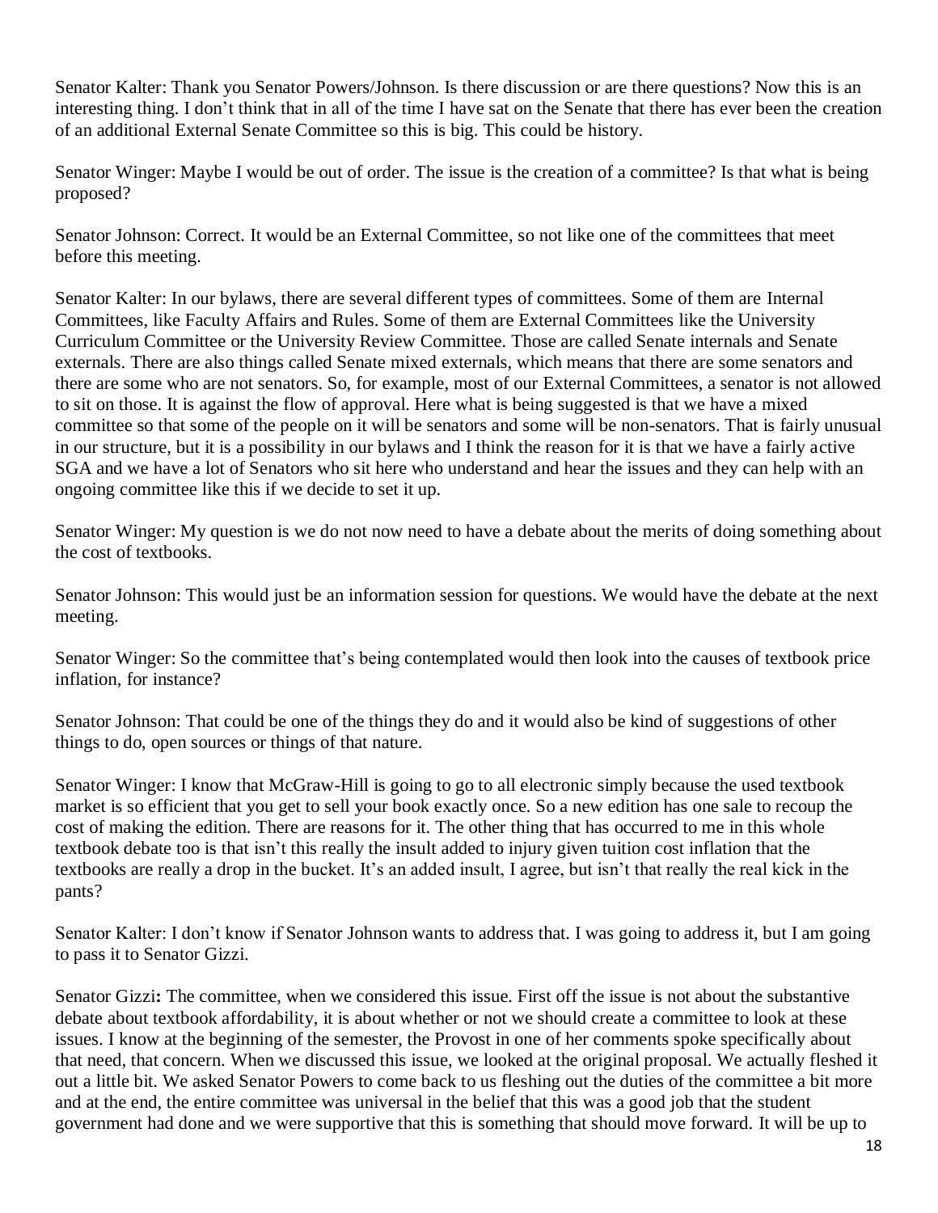Senator Kalter: Thank you Senator Powers/Johnson. Is there discussion or are there questions? Now this is an interesting thing. I don't think that in all of the time I have sat on the Senate that there has ever been the creation of an additional External Senate Committee so this is big. This could be history.

Senator Winger: Maybe I would be out of order. The issue is the creation of a committee? Is that what is being proposed?

Senator Johnson: Correct. It would be an External Committee, so not like one of the committees that meet before this meeting.

Senator Kalter: In our bylaws, there are several different types of committees. Some of them are Internal Committees, like Faculty Affairs and Rules. Some of them are External Committees like the University Curriculum Committee or the University Review Committee. Those are called Senate internals and Senate externals. There are also things called Senate mixed externals, which means that there are some senators and there are some who are not senators. So, for example, most of our External Committees, a senator is not allowed to sit on those. It is against the flow of approval. Here what is being suggested is that we have a mixed committee so that some of the people on it will be senators and some will be non-senators. That is fairly unusual in our structure, but it is a possibility in our bylaws and I think the reason for it is that we have a fairly active SGA and we have a lot of Senators who sit here who understand and hear the issues and they can help with an ongoing committee like this if we decide to set it up.

Senator Winger: My question is we do not now need to have a debate about the merits of doing something about the cost of textbooks.

Senator Johnson: This would just be an information session for questions. We would have the debate at the next meeting.

Senator Winger: So the committee that's being contemplated would then look into the causes of textbook price inflation, for instance?

Senator Johnson: That could be one of the things they do and it would also be kind of suggestions of other things to do, open sources or things of that nature.

Senator Winger: I know that McGraw-Hill is going to go to all electronic simply because the used textbook market is so efficient that you get to sell your book exactly once. So a new edition has one sale to recoup the cost of making the edition. There are reasons for it. The other thing that has occurred to me in this whole textbook debate too is that isn't this really the insult added to injury given tuition cost inflation that the textbooks are really a drop in the bucket. It's an added insult, I agree, but isn't that really the real kick in the pants?

Senator Kalter: I don't know if Senator Johnson wants to address that. I was going to address it, but I am going to pass it to Senator Gizzi.

Senator Gizzi**:** The committee, when we considered this issue. First off the issue is not about the substantive debate about textbook affordability, it is about whether or not we should create a committee to look at these issues. I know at the beginning of the semester, the Provost in one of her comments spoke specifically about that need, that concern. When we discussed this issue, we looked at the original proposal. We actually fleshed it out a little bit. We asked Senator Powers to come back to us fleshing out the duties of the committee a bit more and at the end, the entire committee was universal in the belief that this was a good job that the student government had done and we were supportive that this is something that should move forward. It will be up to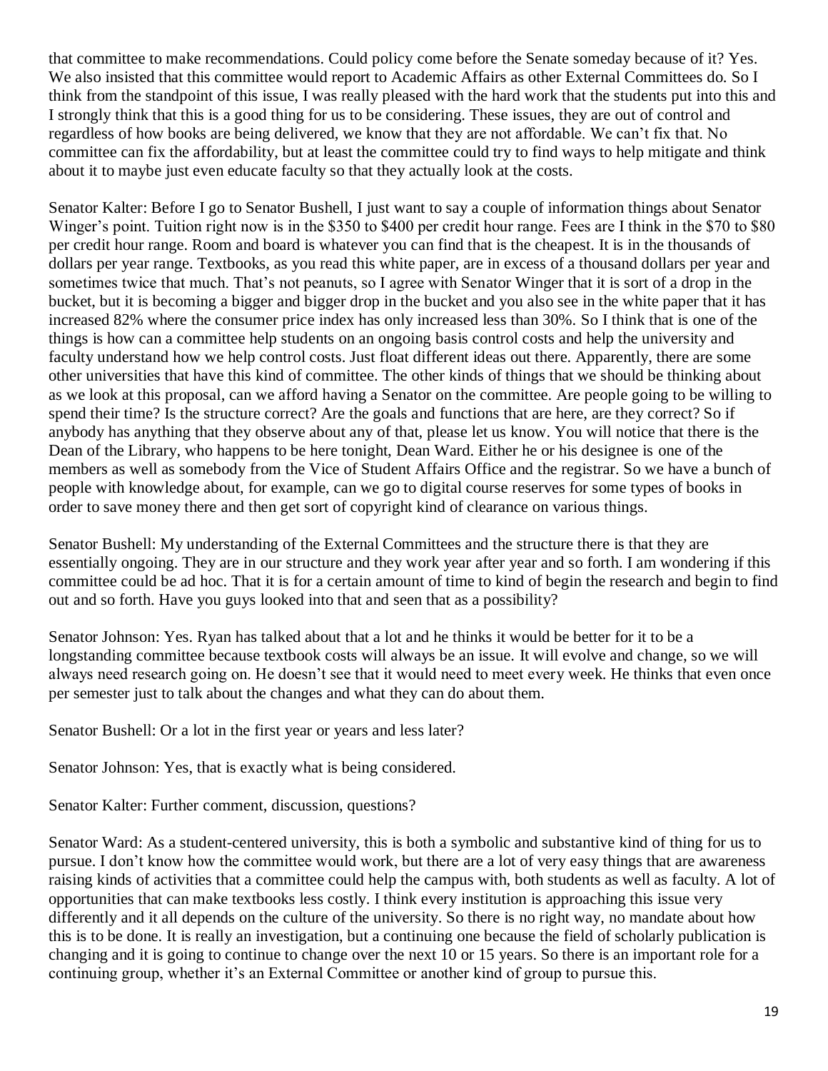that committee to make recommendations. Could policy come before the Senate someday because of it? Yes. We also insisted that this committee would report to Academic Affairs as other External Committees do. So I think from the standpoint of this issue, I was really pleased with the hard work that the students put into this and I strongly think that this is a good thing for us to be considering. These issues, they are out of control and regardless of how books are being delivered, we know that they are not affordable. We can't fix that. No committee can fix the affordability, but at least the committee could try to find ways to help mitigate and think about it to maybe just even educate faculty so that they actually look at the costs.

Senator Kalter: Before I go to Senator Bushell, I just want to say a couple of information things about Senator Winger's point. Tuition right now is in the $350 to $400 per credit hour range. Fees are I think in the $70 to $80 per credit hour range. Room and board is whatever you can find that is the cheapest. It is in the thousands of dollars per year range. Textbooks, as you read this white paper, are in excess of a thousand dollars per year and sometimes twice that much. That's not peanuts, so I agree with Senator Winger that it is sort of a drop in the bucket, but it is becoming a bigger and bigger drop in the bucket and you also see in the white paper that it has increased 82% where the consumer price index has only increased less than 30%. So I think that is one of the things is how can a committee help students on an ongoing basis control costs and help the university and faculty understand how we help control costs. Just float different ideas out there. Apparently, there are some other universities that have this kind of committee. The other kinds of things that we should be thinking about as we look at this proposal, can we afford having a Senator on the committee. Are people going to be willing to spend their time? Is the structure correct? Are the goals and functions that are here, are they correct? So if anybody has anything that they observe about any of that, please let us know. You will notice that there is the Dean of the Library, who happens to be here tonight, Dean Ward. Either he or his designee is one of the members as well as somebody from the Vice of Student Affairs Office and the registrar. So we have a bunch of people with knowledge about, for example, can we go to digital course reserves for some types of books in order to save money there and then get sort of copyright kind of clearance on various things.

Senator Bushell: My understanding of the External Committees and the structure there is that they are essentially ongoing. They are in our structure and they work year after year and so forth. I am wondering if this committee could be ad hoc. That it is for a certain amount of time to kind of begin the research and begin to find out and so forth. Have you guys looked into that and seen that as a possibility?

Senator Johnson: Yes. Ryan has talked about that a lot and he thinks it would be better for it to be a longstanding committee because textbook costs will always be an issue. It will evolve and change, so we will always need research going on. He doesn't see that it would need to meet every week. He thinks that even once per semester just to talk about the changes and what they can do about them.

Senator Bushell: Or a lot in the first year or years and less later?

Senator Johnson: Yes, that is exactly what is being considered.

Senator Kalter: Further comment, discussion, questions?

Senator Ward: As a student-centered university, this is both a symbolic and substantive kind of thing for us to pursue. I don't know how the committee would work, but there are a lot of very easy things that are awareness raising kinds of activities that a committee could help the campus with, both students as well as faculty. A lot of opportunities that can make textbooks less costly. I think every institution is approaching this issue very differently and it all depends on the culture of the university. So there is no right way, no mandate about how this is to be done. It is really an investigation, but a continuing one because the field of scholarly publication is changing and it is going to continue to change over the next 10 or 15 years. So there is an important role for a continuing group, whether it's an External Committee or another kind of group to pursue this.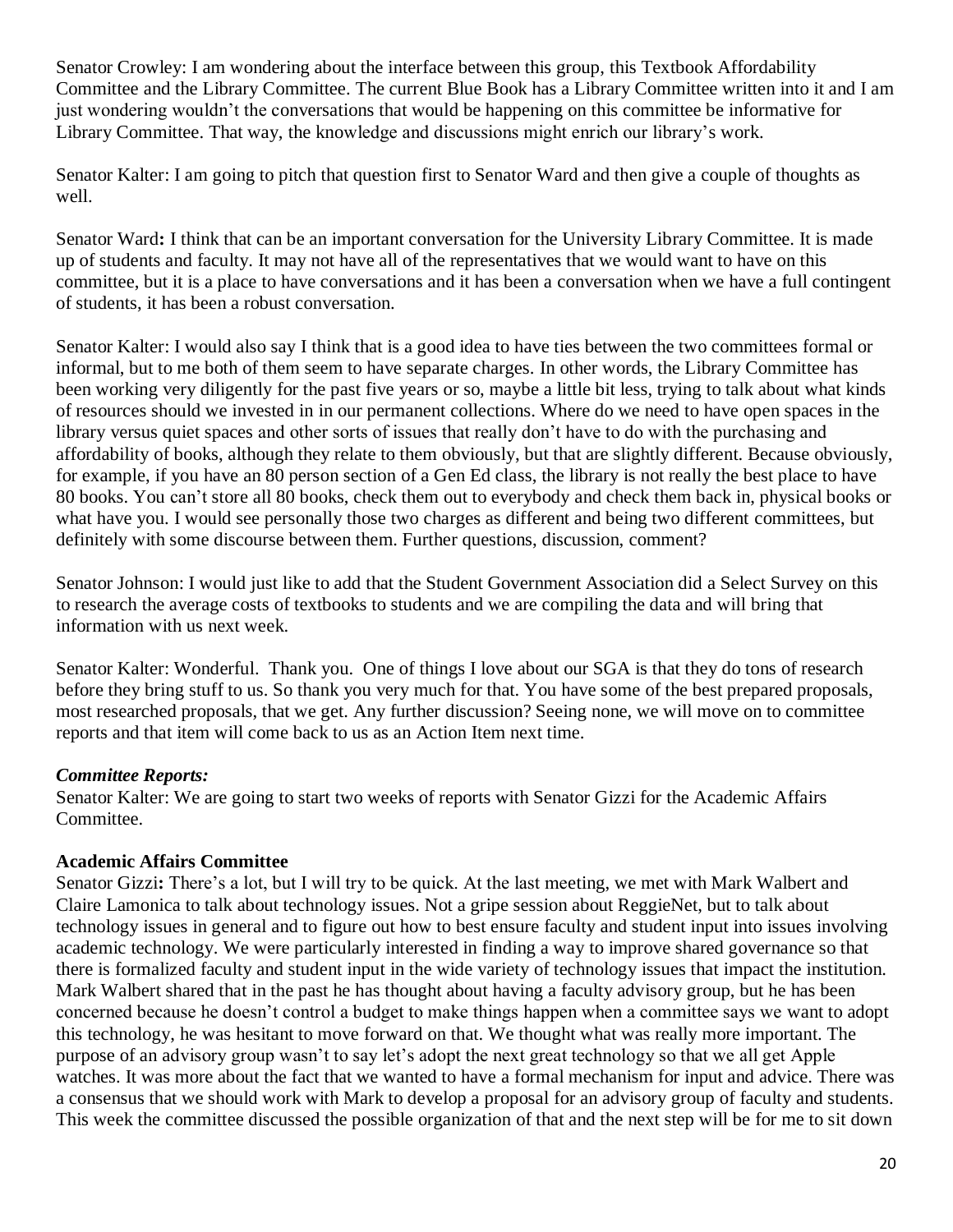Senator Crowley: I am wondering about the interface between this group, this Textbook Affordability Committee and the Library Committee. The current Blue Book has a Library Committee written into it and I am just wondering wouldn't the conversations that would be happening on this committee be informative for Library Committee. That way, the knowledge and discussions might enrich our library's work.

Senator Kalter: I am going to pitch that question first to Senator Ward and then give a couple of thoughts as well.

Senator Ward**:** I think that can be an important conversation for the University Library Committee. It is made up of students and faculty. It may not have all of the representatives that we would want to have on this committee, but it is a place to have conversations and it has been a conversation when we have a full contingent of students, it has been a robust conversation.

Senator Kalter: I would also say I think that is a good idea to have ties between the two committees formal or informal, but to me both of them seem to have separate charges. In other words, the Library Committee has been working very diligently for the past five years or so, maybe a little bit less, trying to talk about what kinds of resources should we invested in in our permanent collections. Where do we need to have open spaces in the library versus quiet spaces and other sorts of issues that really don't have to do with the purchasing and affordability of books, although they relate to them obviously, but that are slightly different. Because obviously, for example, if you have an 80 person section of a Gen Ed class, the library is not really the best place to have 80 books. You can't store all 80 books, check them out to everybody and check them back in, physical books or what have you. I would see personally those two charges as different and being two different committees, but definitely with some discourse between them. Further questions, discussion, comment?

Senator Johnson: I would just like to add that the Student Government Association did a Select Survey on this to research the average costs of textbooks to students and we are compiling the data and will bring that information with us next week.

Senator Kalter: Wonderful. Thank you. One of things I love about our SGA is that they do tons of research before they bring stuff to us. So thank you very much for that. You have some of the best prepared proposals, most researched proposals, that we get. Any further discussion? Seeing none, we will move on to committee reports and that item will come back to us as an Action Item next time.

***Committee Reports:***

Senator Kalter: We are going to start two weeks of reports with Senator Gizzi for the Academic Affairs Committee.

**Academic Affairs Committee**

Senator Gizzi**:** There's a lot, but I will try to be quick. At the last meeting, we met with Mark Walbert and Claire Lamonica to talk about technology issues. Not a gripe session about ReggieNet, but to talk about technology issues in general and to figure out how to best ensure faculty and student input into issues involving academic technology. We were particularly interested in finding a way to improve shared governance so that there is formalized faculty and student input in the wide variety of technology issues that impact the institution. Mark Walbert shared that in the past he has thought about having a faculty advisory group, but he has been concerned because he doesn't control a budget to make things happen when a committee says we want to adopt this technology, he was hesitant to move forward on that. We thought what was really more important. The purpose of an advisory group wasn't to say let's adopt the next great technology so that we all get Apple watches. It was more about the fact that we wanted to have a formal mechanism for input and advice. There was a consensus that we should work with Mark to develop a proposal for an advisory group of faculty and students. This week the committee discussed the possible organization of that and the next step will be for me to sit down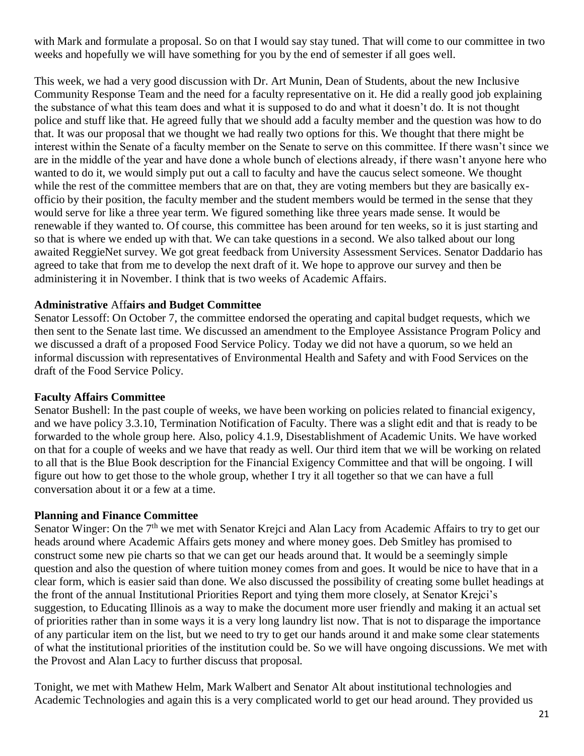with Mark and formulate a proposal. So on that I would say stay tuned. That will come to our committee in two weeks and hopefully we will have something for you by the end of semester if all goes well.

This week, we had a very good discussion with Dr. Art Munin, Dean of Students, about the new Inclusive Community Response Team and the need for a faculty representative on it. He did a really good job explaining the substance of what this team does and what it is supposed to do and what it doesn't do. It is not thought police and stuff like that. He agreed fully that we should add a faculty member and the question was how to do that. It was our proposal that we thought we had really two options for this. We thought that there might be interest within the Senate of a faculty member on the Senate to serve on this committee. If there wasn't since we are in the middle of the year and have done a whole bunch of elections already, if there wasn't anyone here who wanted to do it, we would simply put out a call to faculty and have the caucus select someone. We thought while the rest of the committee members that are on that, they are voting members but they are basically ex-officio by their position, the faculty member and the student members would be termed in the sense that they would serve for like a three year term. We figured something like three years made sense. It would be renewable if they wanted to. Of course, this committee has been around for ten weeks, so it is just starting and so that is where we ended up with that. We can take questions in a second. We also talked about our long awaited ReggieNet survey. We got great feedback from University Assessment Services. Senator Daddario has agreed to take that from me to develop the next draft of it. We hope to approve our survey and then be administering it in November. I think that is two weeks of Academic Affairs.

**Administrative Affairs and Budget Committee**
Senator Lessoff: On October 7, the committee endorsed the operating and capital budget requests, which we then sent to the Senate last time. We discussed an amendment to the Employee Assistance Program Policy and we discussed a draft of a proposed Food Service Policy. Today we did not have a quorum, so we held an informal discussion with representatives of Environmental Health and Safety and with Food Services on the draft of the Food Service Policy.

**Faculty Affairs Committee**
Senator Bushell: In the past couple of weeks, we have been working on policies related to financial exigency, and we have policy 3.3.10, Termination Notification of Faculty. There was a slight edit and that is ready to be forwarded to the whole group here. Also, policy 4.1.9, Disestablishment of Academic Units. We have worked on that for a couple of weeks and we have that ready as well. Our third item that we will be working on related to all that is the Blue Book description for the Financial Exigency Committee and that will be ongoing. I will figure out how to get those to the whole group, whether I try it all together so that we can have a full conversation about it or a few at a time.

**Planning and Finance Committee**
Senator Winger: On the 7th we met with Senator Krejci and Alan Lacy from Academic Affairs to try to get our heads around where Academic Affairs gets money and where money goes. Deb Smitley has promised to construct some new pie charts so that we can get our heads around that. It would be a seemingly simple question and also the question of where tuition money comes from and goes. It would be nice to have that in a clear form, which is easier said than done. We also discussed the possibility of creating some bullet headings at the front of the annual Institutional Priorities Report and tying them more closely, at Senator Krejci's suggestion, to Educating Illinois as a way to make the document more user friendly and making it an actual set of priorities rather than in some ways it is a very long laundry list now. That is not to disparage the importance of any particular item on the list, but we need to try to get our hands around it and make some clear statements of what the institutional priorities of the institution could be. So we will have ongoing discussions. We met with the Provost and Alan Lacy to further discuss that proposal.

Tonight, we met with Mathew Helm, Mark Walbert and Senator Alt about institutional technologies and Academic Technologies and again this is a very complicated world to get our head around. They provided us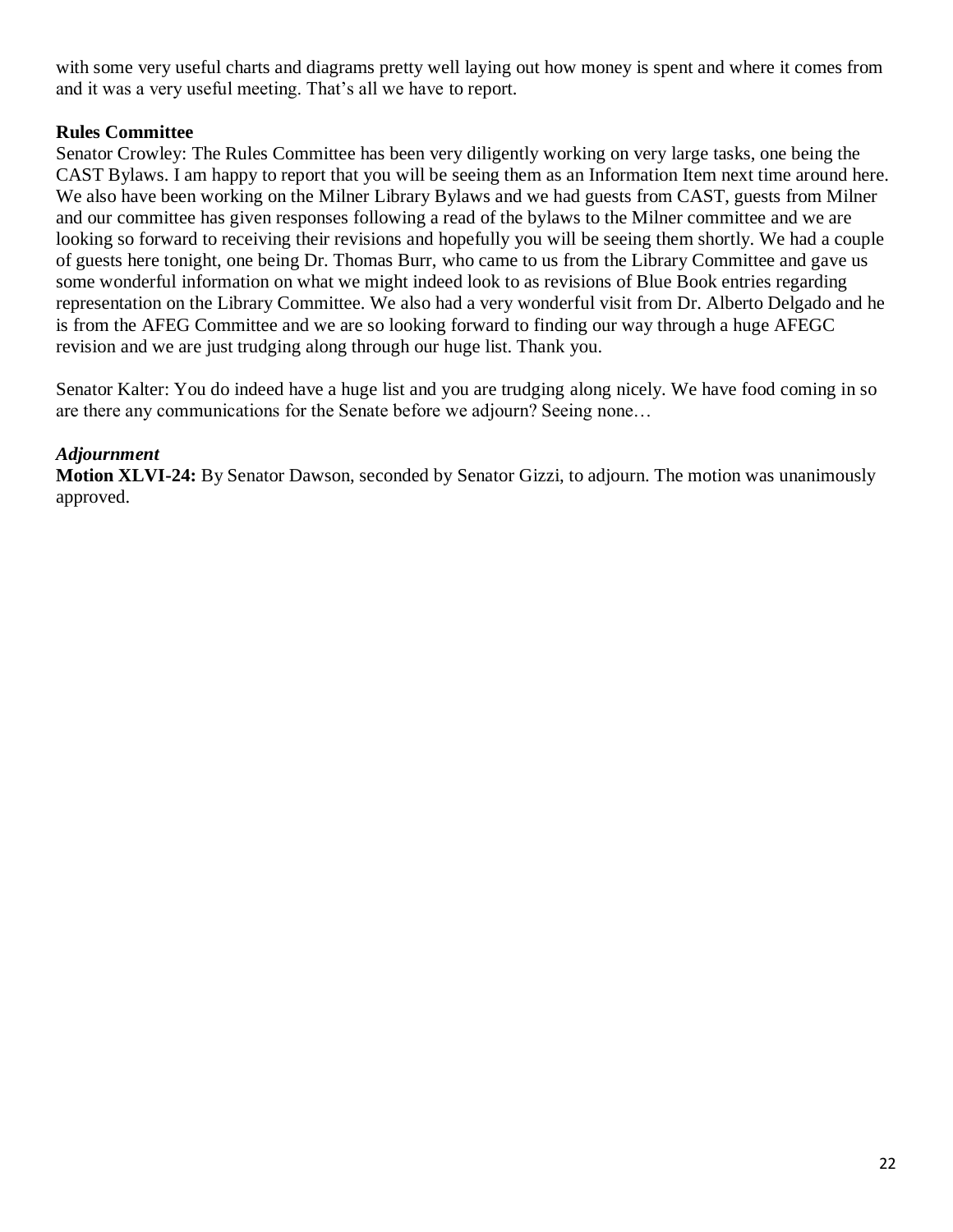with some very useful charts and diagrams pretty well laying out how money is spent and where it comes from and it was a very useful meeting. That's all we have to report.

**Rules Committee**

Senator Crowley: The Rules Committee has been very diligently working on very large tasks, one being the CAST Bylaws. I am happy to report that you will be seeing them as an Information Item next time around here. We also have been working on the Milner Library Bylaws and we had guests from CAST, guests from Milner and our committee has given responses following a read of the bylaws to the Milner committee and we are looking so forward to receiving their revisions and hopefully you will be seeing them shortly. We had a couple of guests here tonight, one being Dr. Thomas Burr, who came to us from the Library Committee and gave us some wonderful information on what we might indeed look to as revisions of Blue Book entries regarding representation on the Library Committee. We also had a very wonderful visit from Dr. Alberto Delgado and he is from the AFEG Committee and we are so looking forward to finding our way through a huge AFEGC revision and we are just trudging along through our huge list. Thank you.

Senator Kalter: You do indeed have a huge list and you are trudging along nicely. We have food coming in so are there any communications for the Senate before we adjourn? Seeing none…

***Adjournment***

**Motion XLVI-24:** By Senator Dawson, seconded by Senator Gizzi, to adjourn. The motion was unanimously approved.